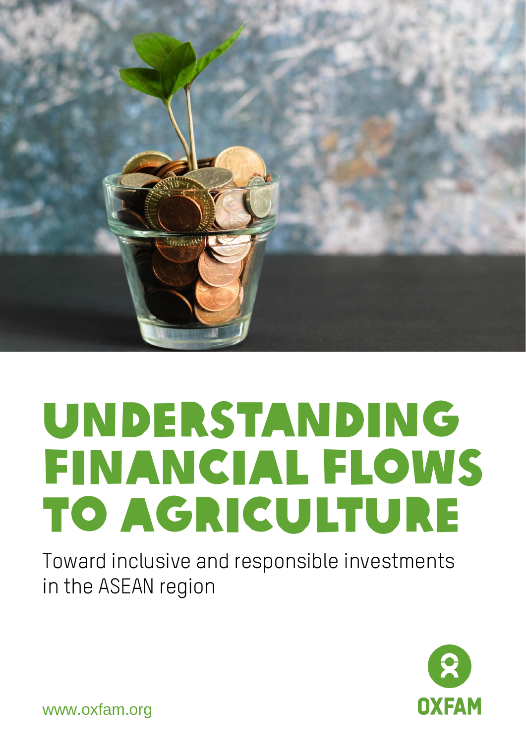# UNDERSTANDING FINANCIAL FLOWS TO AGRICULTURE

Toward inclusive and responsible investments in the ASEAN region

www.oxfam.org

OXFAM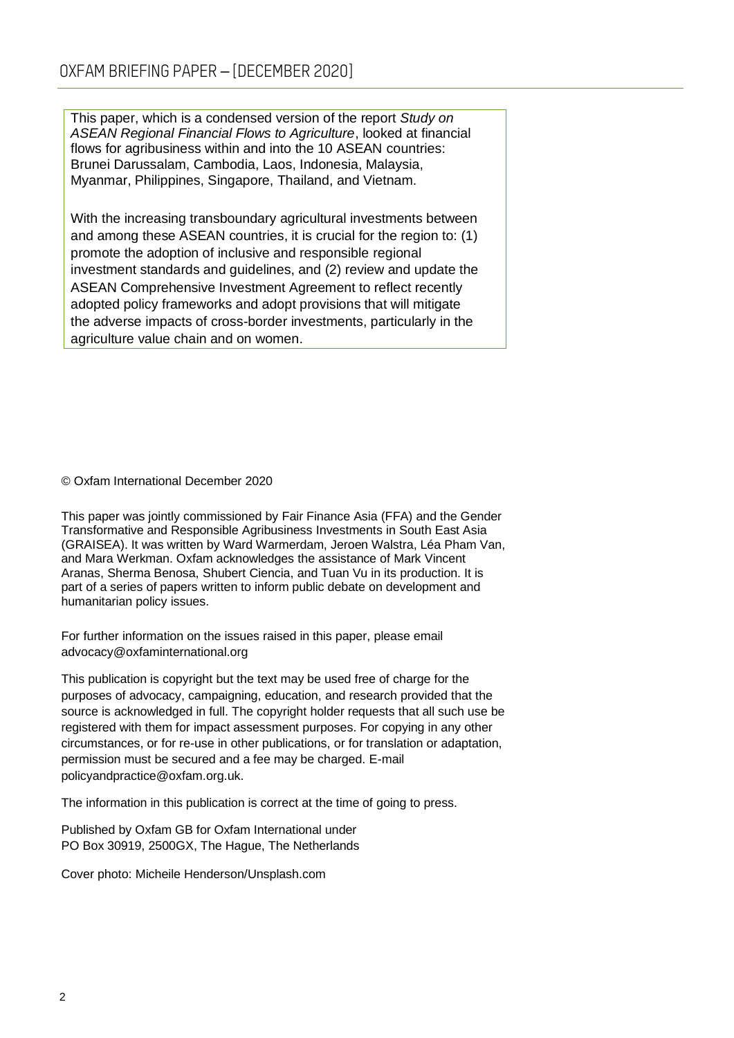This paper, which is a condensed version of the report *Study on ASEAN Regional Financial Flows to Agriculture*, looked at financial flows for agribusiness within and into the 10 ASEAN countries: Brunei Darussalam, Cambodia, Laos, Indonesia, Malaysia, Myanmar, Philippines, Singapore, Thailand, and Vietnam.

With the increasing transboundary agricultural investments between and among these ASEAN countries, it is crucial for the region to: (1) promote the adoption of inclusive and responsible regional investment standards and guidelines, and (2) review and update the ASEAN Comprehensive Investment Agreement to reflect recently adopted policy frameworks and adopt provisions that will mitigate the adverse impacts of cross-border investments, particularly in the agriculture value chain and on women.

© Oxfam International December 2020

This paper was jointly commissioned by Fair Finance Asia (FFA) and the Gender Transformative and Responsible Agribusiness Investments in South East Asia (GRAISEA). It was written by Ward Warmerdam, Jeroen Walstra, Léa Pham Van, and Mara Werkman. Oxfam acknowledges the assistance of Mark Vincent Aranas, Sherma Benosa, Shubert Ciencia, and Tuan Vu in its production. It is part of a series of papers written to inform public debate on development and humanitarian policy issues.

For further information on the issues raised in this paper, please email advocacy@oxfaminternational.org

This publication is copyright but the text may be used free of charge for the purposes of advocacy, campaigning, education, and research provided that the source is acknowledged in full. The copyright holder requests that all such use be registered with them for impact assessment purposes. For copying in any other circumstances, or for re-use in other publications, or for translation or adaptation, permission must be secured and a fee may be charged. E-mail policyandpractice@oxfam.org.uk.

The information in this publication is correct at the time of going to press.

Published by Oxfam GB for Oxfam International under
PO Box 30919, 2500GX, The Hague, The Netherlands

Cover photo: Micheile Henderson/Unsplash.com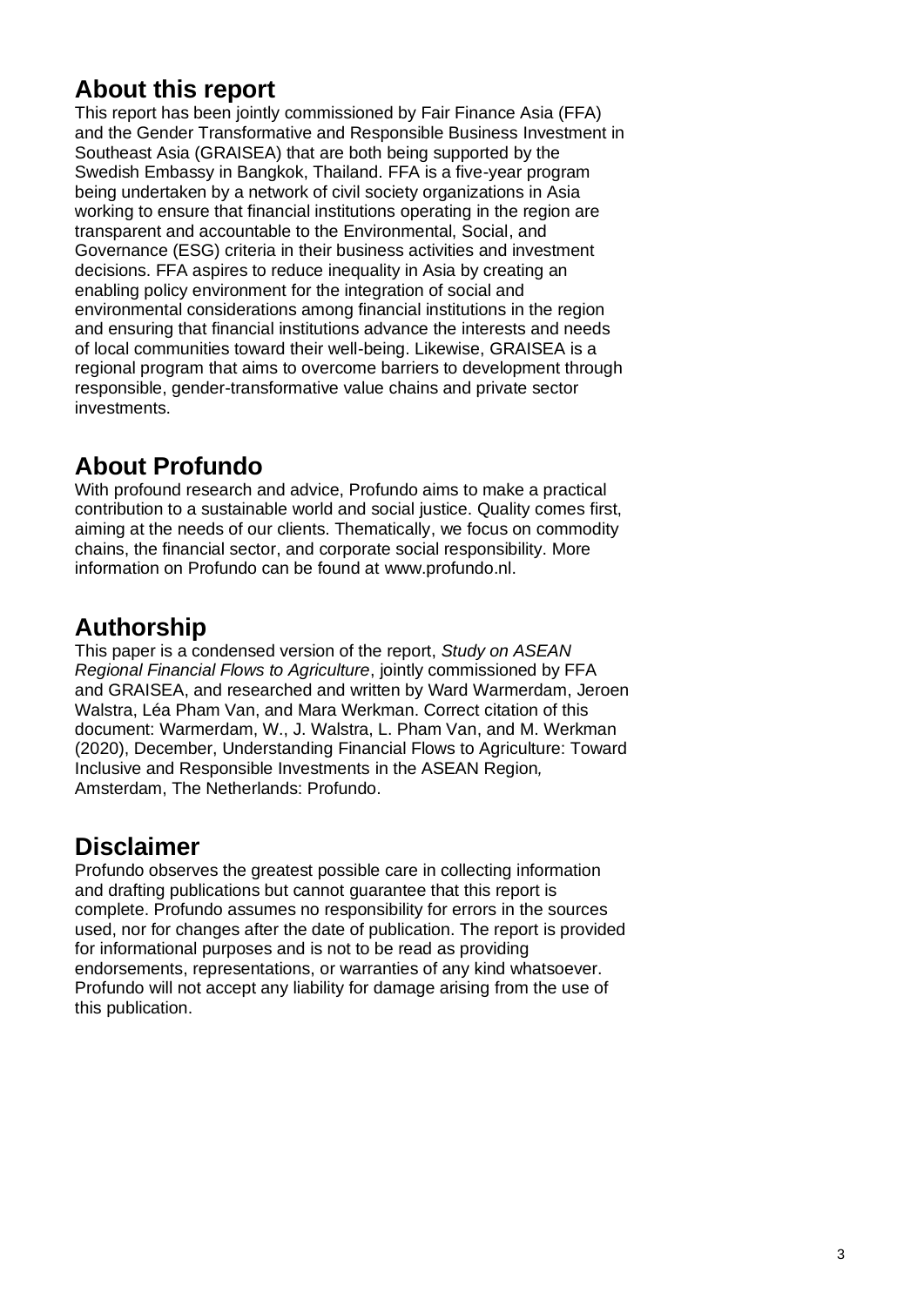## About this report

This report has been jointly commissioned by Fair Finance Asia (FFA) and the Gender Transformative and Responsible Business Investment in Southeast Asia (GRAISEA) that are both being supported by the Swedish Embassy in Bangkok, Thailand. FFA is a five-year program being undertaken by a network of civil society organizations in Asia working to ensure that financial institutions operating in the region are transparent and accountable to the Environmental, Social, and Governance (ESG) criteria in their business activities and investment decisions. FFA aspires to reduce inequality in Asia by creating an enabling policy environment for the integration of social and environmental considerations among financial institutions in the region and ensuring that financial institutions advance the interests and needs of local communities toward their well-being. Likewise, GRAISEA is a regional program that aims to overcome barriers to development through responsible, gender-transformative value chains and private sector investments.

## About Profundo

With profound research and advice, Profundo aims to make a practical contribution to a sustainable world and social justice. Quality comes first, aiming at the needs of our clients. Thematically, we focus on commodity chains, the financial sector, and corporate social responsibility. More information on Profundo can be found at www.profundo.nl.

## Authorship

This paper is a condensed version of the report, *Study on ASEAN Regional Financial Flows to Agriculture*, jointly commissioned by FFA and GRAISEA, and researched and written by Ward Warmerdam, Jeroen Walstra, Léa Pham Van, and Mara Werkman. Correct citation of this document: Warmerdam, W., J. Walstra, L. Pham Van, and M. Werkman (2020), December, Understanding Financial Flows to Agriculture: Toward Inclusive and Responsible Investments in the ASEAN Region*,* Amsterdam, The Netherlands: Profundo.

## Disclaimer

Profundo observes the greatest possible care in collecting information and drafting publications but cannot guarantee that this report is complete. Profundo assumes no responsibility for errors in the sources used, nor for changes after the date of publication. The report is provided for informational purposes and is not to be read as providing endorsements, representations, or warranties of any kind whatsoever. Profundo will not accept any liability for damage arising from the use of this publication.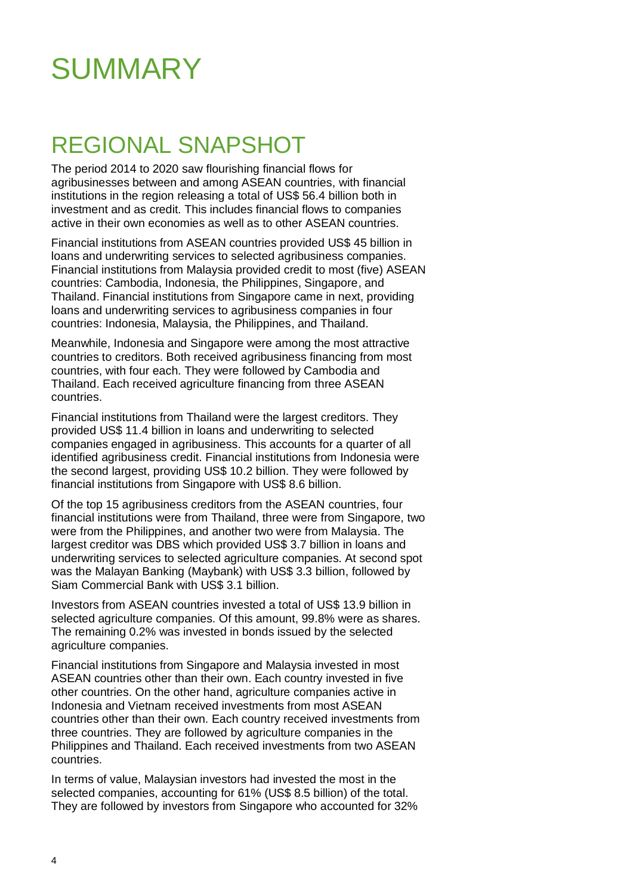# SUMMARY

## REGIONAL SNAPSHOT

The period 2014 to 2020 saw flourishing financial flows for agribusinesses between and among ASEAN countries, with financial institutions in the region releasing a total of US$ 56.4 billion both in investment and as credit. This includes financial flows to companies active in their own economies as well as to other ASEAN countries.

Financial institutions from ASEAN countries provided US$ 45 billion in loans and underwriting services to selected agribusiness companies. Financial institutions from Malaysia provided credit to most (five) ASEAN countries: Cambodia, Indonesia, the Philippines, Singapore, and Thailand. Financial institutions from Singapore came in next, providing loans and underwriting services to agribusiness companies in four countries: Indonesia, Malaysia, the Philippines, and Thailand.

Meanwhile, Indonesia and Singapore were among the most attractive countries to creditors. Both received agribusiness financing from most countries, with four each. They were followed by Cambodia and Thailand. Each received agriculture financing from three ASEAN countries.

Financial institutions from Thailand were the largest creditors. They provided US$ 11.4 billion in loans and underwriting to selected companies engaged in agribusiness. This accounts for a quarter of all identified agribusiness credit. Financial institutions from Indonesia were the second largest, providing US$ 10.2 billion. They were followed by financial institutions from Singapore with US$ 8.6 billion.

Of the top 15 agribusiness creditors from the ASEAN countries, four financial institutions were from Thailand, three were from Singapore, two were from the Philippines, and another two were from Malaysia. The largest creditor was DBS which provided US$ 3.7 billion in loans and underwriting services to selected agriculture companies. At second spot was the Malayan Banking (Maybank) with US$ 3.3 billion, followed by Siam Commercial Bank with US$ 3.1 billion.

Investors from ASEAN countries invested a total of US$ 13.9 billion in selected agriculture companies. Of this amount, 99.8% were as shares. The remaining 0.2% was invested in bonds issued by the selected agriculture companies.

Financial institutions from Singapore and Malaysia invested in most ASEAN countries other than their own. Each country invested in five other countries. On the other hand, agriculture companies active in Indonesia and Vietnam received investments from most ASEAN countries other than their own. Each country received investments from three countries. They are followed by agriculture companies in the Philippines and Thailand. Each received investments from two ASEAN countries.

In terms of value, Malaysian investors had invested the most in the selected companies, accounting for 61% (US$ 8.5 billion) of the total. They are followed by investors from Singapore who accounted for 32%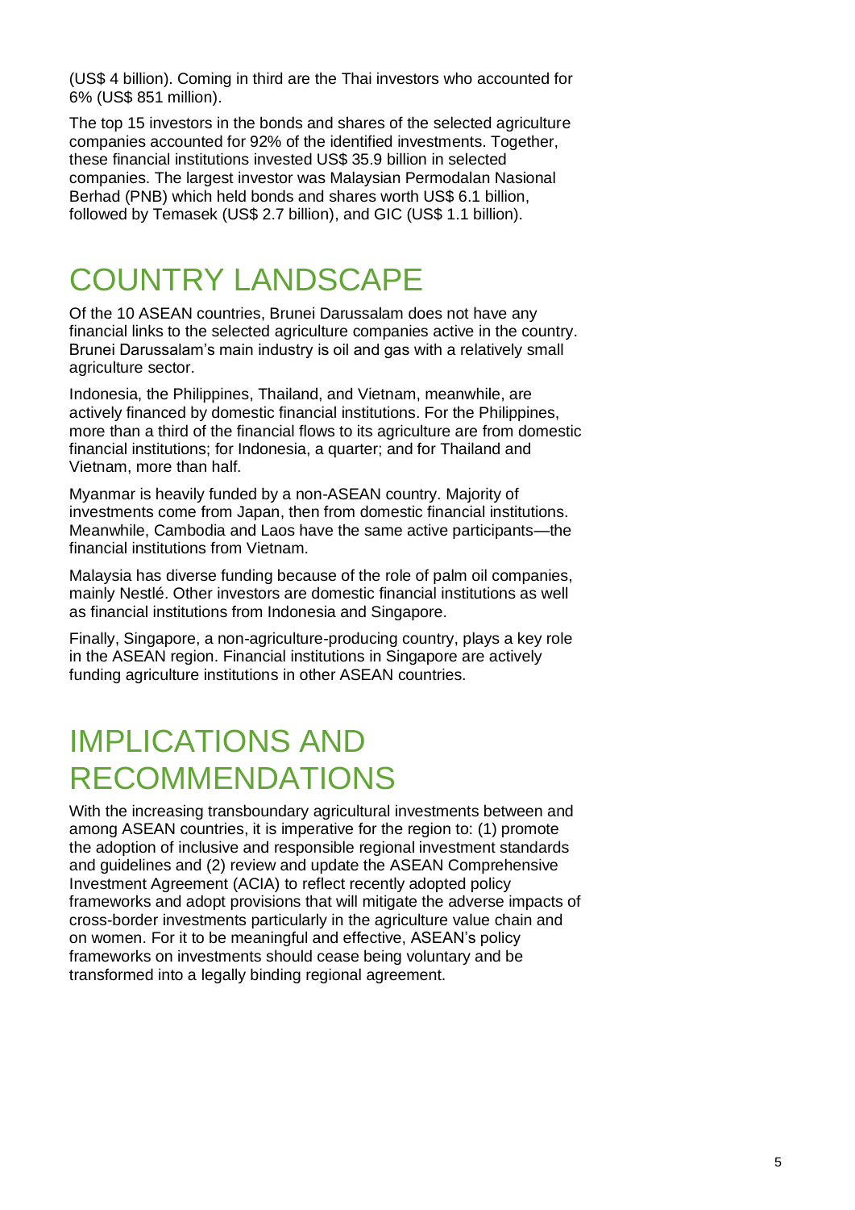(US$ 4 billion). Coming in third are the Thai investors who accounted for 6% (US$ 851 million).

The top 15 investors in the bonds and shares of the selected agriculture companies accounted for 92% of the identified investments. Together, these financial institutions invested US$ 35.9 billion in selected companies. The largest investor was Malaysian Permodalan Nasional Berhad (PNB) which held bonds and shares worth US$ 6.1 billion, followed by Temasek (US$ 2.7 billion), and GIC (US$ 1.1 billion).

# COUNTRY LANDSCAPE

Of the 10 ASEAN countries, Brunei Darussalam does not have any financial links to the selected agriculture companies active in the country. Brunei Darussalam's main industry is oil and gas with a relatively small agriculture sector.

Indonesia, the Philippines, Thailand, and Vietnam, meanwhile, are actively financed by domestic financial institutions. For the Philippines, more than a third of the financial flows to its agriculture are from domestic financial institutions; for Indonesia, a quarter; and for Thailand and Vietnam, more than half.

Myanmar is heavily funded by a non-ASEAN country. Majority of investments come from Japan, then from domestic financial institutions. Meanwhile, Cambodia and Laos have the same active participants—the financial institutions from Vietnam.

Malaysia has diverse funding because of the role of palm oil companies, mainly Nestlé. Other investors are domestic financial institutions as well as financial institutions from Indonesia and Singapore.

Finally, Singapore, a non-agriculture-producing country, plays a key role in the ASEAN region. Financial institutions in Singapore are actively funding agriculture institutions in other ASEAN countries.

# IMPLICATIONS AND RECOMMENDATIONS

With the increasing transboundary agricultural investments between and among ASEAN countries, it is imperative for the region to: (1) promote the adoption of inclusive and responsible regional investment standards and guidelines and (2) review and update the ASEAN Comprehensive Investment Agreement (ACIA) to reflect recently adopted policy frameworks and adopt provisions that will mitigate the adverse impacts of cross-border investments particularly in the agriculture value chain and on women. For it to be meaningful and effective, ASEAN's policy frameworks on investments should cease being voluntary and be transformed into a legally binding regional agreement.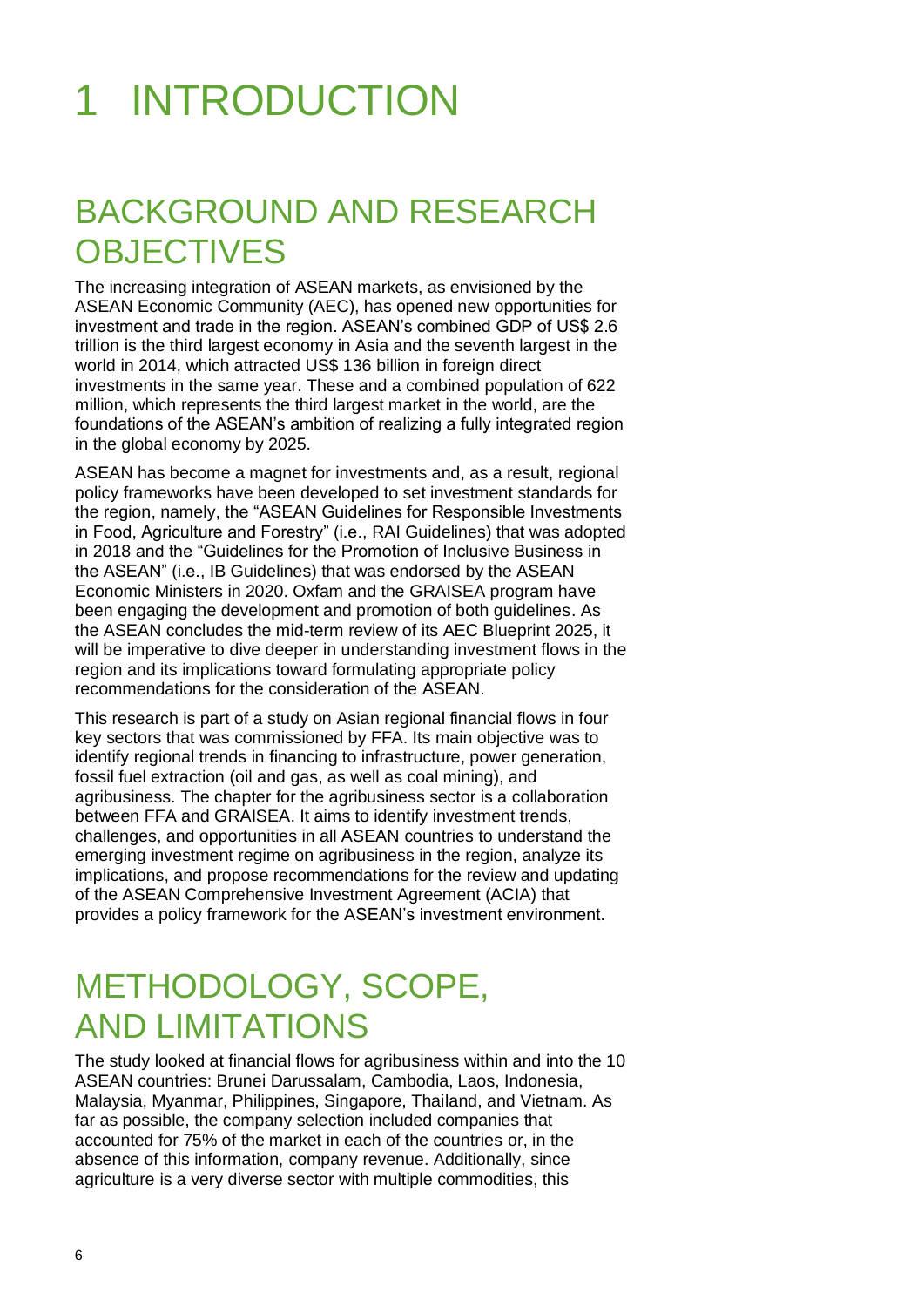# 1 INTRODUCTION

## BACKGROUND AND RESEARCH OBJECTIVES

The increasing integration of ASEAN markets, as envisioned by the ASEAN Economic Community (AEC), has opened new opportunities for investment and trade in the region. ASEAN's combined GDP of US$ 2.6 trillion is the third largest economy in Asia and the seventh largest in the world in 2014, which attracted US$ 136 billion in foreign direct investments in the same year. These and a combined population of 622 million, which represents the third largest market in the world, are the foundations of the ASEAN's ambition of realizing a fully integrated region in the global economy by 2025.

ASEAN has become a magnet for investments and, as a result, regional policy frameworks have been developed to set investment standards for the region, namely, the "ASEAN Guidelines for Responsible Investments in Food, Agriculture and Forestry" (i.e., RAI Guidelines) that was adopted in 2018 and the "Guidelines for the Promotion of Inclusive Business in the ASEAN" (i.e., IB Guidelines) that was endorsed by the ASEAN Economic Ministers in 2020. Oxfam and the GRAISEA program have been engaging the development and promotion of both guidelines. As the ASEAN concludes the mid-term review of its AEC Blueprint 2025, it will be imperative to dive deeper in understanding investment flows in the region and its implications toward formulating appropriate policy recommendations for the consideration of the ASEAN.

This research is part of a study on Asian regional financial flows in four key sectors that was commissioned by FFA. Its main objective was to identify regional trends in financing to infrastructure, power generation, fossil fuel extraction (oil and gas, as well as coal mining), and agribusiness. The chapter for the agribusiness sector is a collaboration between FFA and GRAISEA. It aims to identify investment trends, challenges, and opportunities in all ASEAN countries to understand the emerging investment regime on agribusiness in the region, analyze its implications, and propose recommendations for the review and updating of the ASEAN Comprehensive Investment Agreement (ACIA) that provides a policy framework for the ASEAN's investment environment.

## METHODOLOGY, SCOPE, AND LIMITATIONS

The study looked at financial flows for agribusiness within and into the 10 ASEAN countries: Brunei Darussalam, Cambodia, Laos, Indonesia, Malaysia, Myanmar, Philippines, Singapore, Thailand, and Vietnam. As far as possible, the company selection included companies that accounted for 75% of the market in each of the countries or, in the absence of this information, company revenue. Additionally, since agriculture is a very diverse sector with multiple commodities, this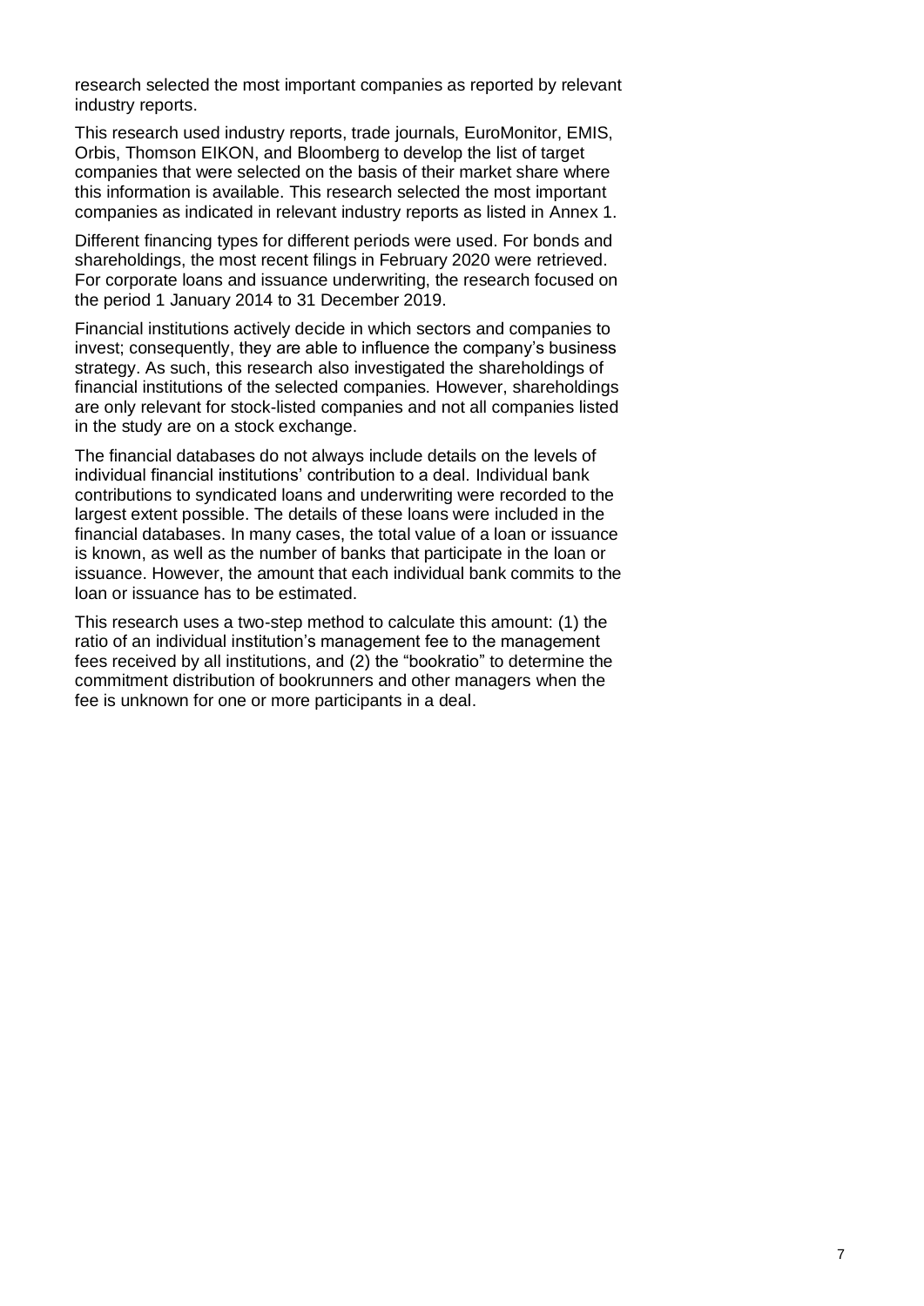research selected the most important companies as reported by relevant industry reports.

This research used industry reports, trade journals, EuroMonitor, EMIS, Orbis, Thomson EIKON, and Bloomberg to develop the list of target companies that were selected on the basis of their market share where this information is available. This research selected the most important companies as indicated in relevant industry reports as listed in Annex 1.

Different financing types for different periods were used. For bonds and shareholdings, the most recent filings in February 2020 were retrieved. For corporate loans and issuance underwriting, the research focused on the period 1 January 2014 to 31 December 2019.

Financial institutions actively decide in which sectors and companies to invest; consequently, they are able to influence the company's business strategy. As such, this research also investigated the shareholdings of financial institutions of the selected companies. However, shareholdings are only relevant for stock-listed companies and not all companies listed in the study are on a stock exchange.

The financial databases do not always include details on the levels of individual financial institutions' contribution to a deal. Individual bank contributions to syndicated loans and underwriting were recorded to the largest extent possible. The details of these loans were included in the financial databases. In many cases, the total value of a loan or issuance is known, as well as the number of banks that participate in the loan or issuance. However, the amount that each individual bank commits to the loan or issuance has to be estimated.

This research uses a two-step method to calculate this amount: (1) the ratio of an individual institution's management fee to the management fees received by all institutions, and (2) the "bookratio" to determine the commitment distribution of bookrunners and other managers when the fee is unknown for one or more participants in a deal.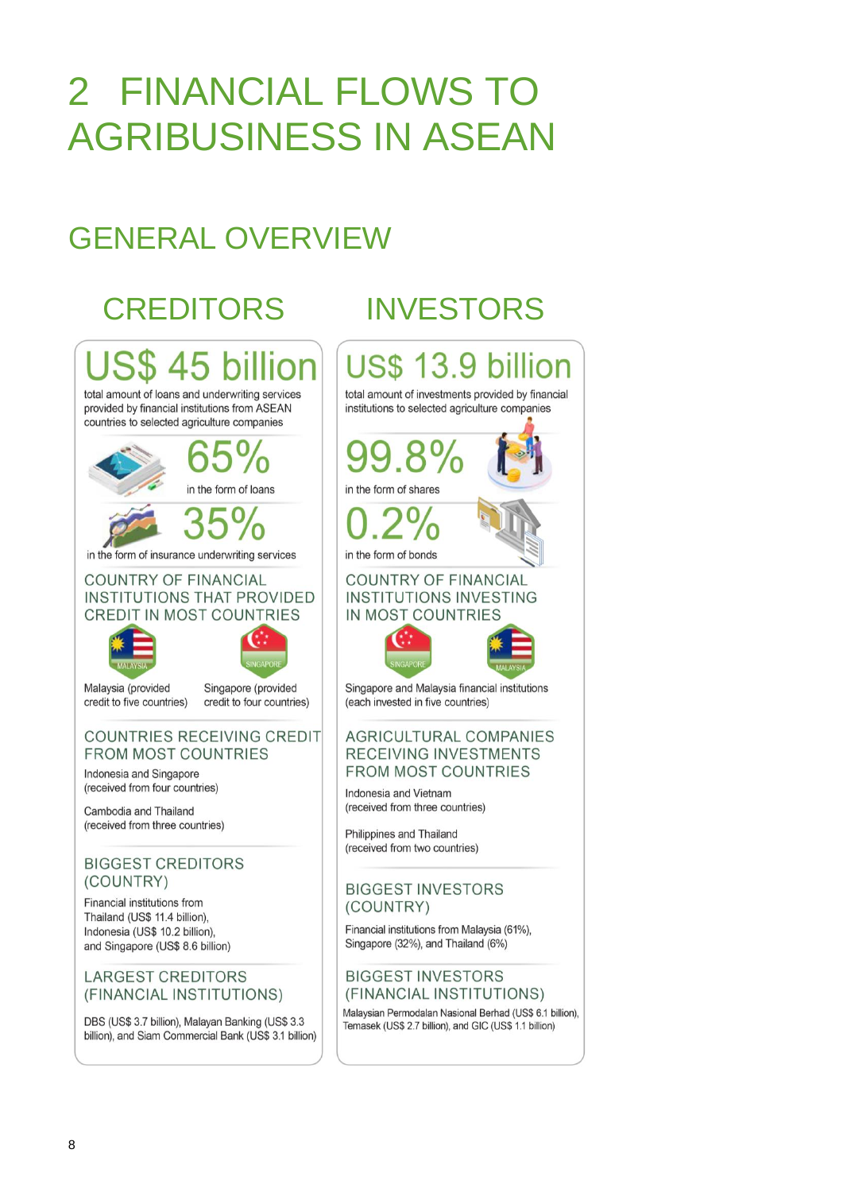# 2 FINANCIAL FLOWS TO AGRIBUSINESS IN ASEAN

## GENERAL OVERVIEW

### CREDITORS

**US$ 45 billion**

total amount of loans and underwriting services provided by financial institutions from ASEAN countries to selected agriculture companies

**65%**

in the form of loans

**35%**

in the form of insurance underwriting services

#### COUNTRY OF FINANCIAL INSTITUTIONS THAT PROVIDED CREDIT IN MOST COUNTRIES

MALAYSIA

SINGAPORE

Malaysia (provided credit to five countries)

Singapore (provided credit to four countries)

#### COUNTRIES RECEIVING CREDIT FROM MOST COUNTRIES

Indonesia and Singapore
(received from four countries)

Cambodia and Thailand
(received from three countries)

#### BIGGEST CREDITORS (COUNTRY)

Financial institutions from Thailand (US$ 11.4 billion), Indonesia (US$ 10.2 billion), and Singapore (US$ 8.6 billion)

#### LARGEST CREDITORS (FINANCIAL INSTITUTIONS)

DBS (US$ 3.7 billion), Malayan Banking (US$ 3.3 billion), and Siam Commercial Bank (US$ 3.1 billion)

### INVESTORS

**US$ 13.9 billion**

total amount of investments provided by financial institutions to selected agriculture companies

**99.8%**

in the form of shares

**0.2%**

in the form of bonds

#### COUNTRY OF FINANCIAL INSTITUTIONS INVESTING IN MOST COUNTRIES

SINGAPORE

MALAYSIA

Singapore and Malaysia financial institutions (each invested in five countries)

#### AGRICULTURAL COMPANIES RECEIVING INVESTMENTS FROM MOST COUNTRIES

Indonesia and Vietnam
(received from three countries)

Philippines and Thailand
(received from two countries)

#### BIGGEST INVESTORS (COUNTRY)

Financial institutions from Malaysia (61%), Singapore (32%), and Thailand (6%)

#### BIGGEST INVESTORS (FINANCIAL INSTITUTIONS)

Malaysian Permodalan Nasional Berhad (US$ 6.1 billion), Temasek (US$ 2.7 billion), and GIC (US$ 1.1 billion)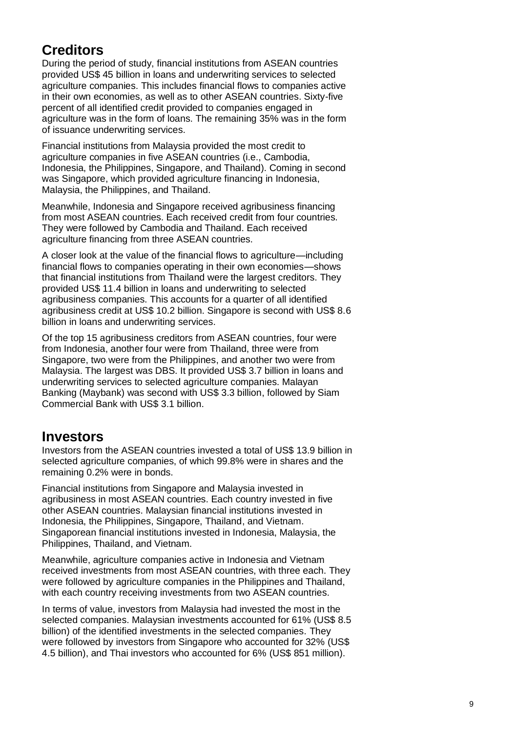## Creditors

During the period of study, financial institutions from ASEAN countries provided US$ 45 billion in loans and underwriting services to selected agriculture companies. This includes financial flows to companies active in their own economies, as well as to other ASEAN countries. Sixty-five percent of all identified credit provided to companies engaged in agriculture was in the form of loans. The remaining 35% was in the form of issuance underwriting services.

Financial institutions from Malaysia provided the most credit to agriculture companies in five ASEAN countries (i.e., Cambodia, Indonesia, the Philippines, Singapore, and Thailand). Coming in second was Singapore, which provided agriculture financing in Indonesia, Malaysia, the Philippines, and Thailand.

Meanwhile, Indonesia and Singapore received agribusiness financing from most ASEAN countries. Each received credit from four countries. They were followed by Cambodia and Thailand. Each received agriculture financing from three ASEAN countries.

A closer look at the value of the financial flows to agriculture—including financial flows to companies operating in their own economies—shows that financial institutions from Thailand were the largest creditors. They provided US$ 11.4 billion in loans and underwriting to selected agribusiness companies. This accounts for a quarter of all identified agribusiness credit at US$ 10.2 billion. Singapore is second with US$ 8.6 billion in loans and underwriting services.

Of the top 15 agribusiness creditors from ASEAN countries, four were from Indonesia, another four were from Thailand, three were from Singapore, two were from the Philippines, and another two were from Malaysia. The largest was DBS. It provided US$ 3.7 billion in loans and underwriting services to selected agriculture companies. Malayan Banking (Maybank) was second with US$ 3.3 billion, followed by Siam Commercial Bank with US$ 3.1 billion.

## Investors

Investors from the ASEAN countries invested a total of US$ 13.9 billion in selected agriculture companies, of which 99.8% were in shares and the remaining 0.2% were in bonds.

Financial institutions from Singapore and Malaysia invested in agribusiness in most ASEAN countries. Each country invested in five other ASEAN countries. Malaysian financial institutions invested in Indonesia, the Philippines, Singapore, Thailand, and Vietnam. Singaporean financial institutions invested in Indonesia, Malaysia, the Philippines, Thailand, and Vietnam.

Meanwhile, agriculture companies active in Indonesia and Vietnam received investments from most ASEAN countries, with three each. They were followed by agriculture companies in the Philippines and Thailand, with each country receiving investments from two ASEAN countries.

In terms of value, investors from Malaysia had invested the most in the selected companies. Malaysian investments accounted for 61% (US$ 8.5 billion) of the identified investments in the selected companies. They were followed by investors from Singapore who accounted for 32% (US$ 4.5 billion), and Thai investors who accounted for 6% (US$ 851 million).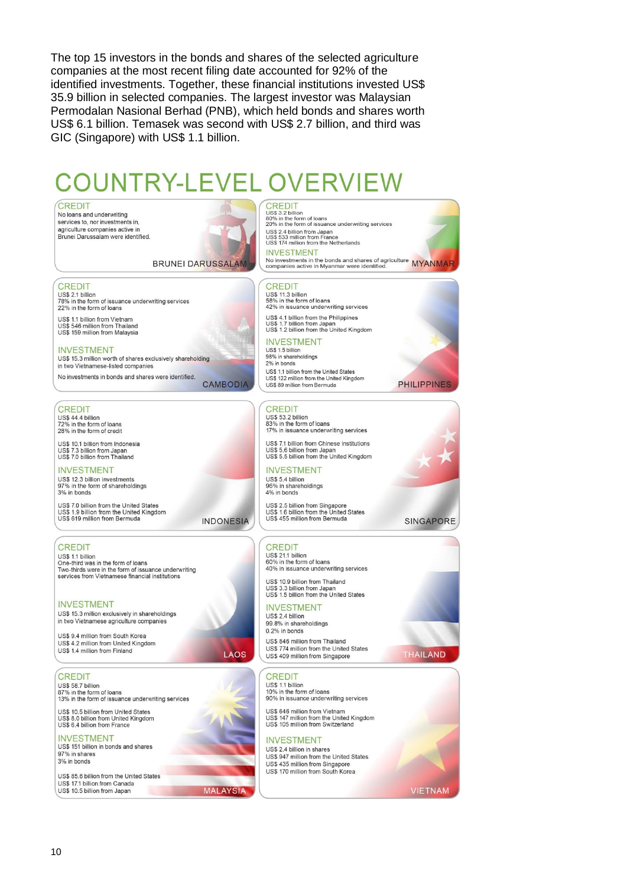The top 15 investors in the bonds and shares of the selected agriculture companies at the most recent filing date accounted for 92% of the identified investments. Together, these financial institutions invested US$ 35.9 billion in selected companies. The largest investor was Malaysian Permodalan Nasional Berhad (PNB), which held bonds and shares worth US$ 6.1 billion. Temasek was second with US$ 2.7 billion, and third was GIC (Singapore) with US$ 1.1 billion.

# COUNTRY-LEVEL OVERVIEW

## BRUNEI DARUSSALAM

### CREDIT

No loans and underwriting services to, nor investments in, agriculture companies active in Brunei Darussalam were identified.

## MYANMAR

### CREDIT

US$ 3.2 billion
80% in the form of loans
20% in the form of issuance underwriting services

US$ 2.4 billion from Japan
US$ 533 million from France
US$ 174 million from the Netherlands

### INVESTMENT

No investments in the bonds and shares of agriculture companies active in Myanmar were identified.

## CAMBODIA

### CREDIT

US$ 2.1 billion
78% in the form of issuance underwriting services
22% in the form of loans

US$ 1.1 billion from Vietnam
US$ 546 million from Thailand
US$ 159 million from Malaysia

### INVESTMENT

US$ 15.3 million worth of shares exclusively shareholding in two Vietnamese-listed companies

No investments in bonds and shares were identified.

## PHILIPPINES

### CREDIT

US$ 11.3 billion
58% in the form of loans
42% in issuance underwriting services

US$ 4.1 billion from the Philippines
US$ 1.7 billion from Japan
US$ 1.2 billion from the United Kingdom

### INVESTMENT

US$ 1.5 billion
98% in shareholdings
2% in bonds

US$ 1.1 billion from the United States
US$ 122 million from the United Kingdom
US$ 89 million from Bermuda

## INDONESIA

### CREDIT

US$ 44.4 billion
72% in the form of loans
28% in the form of credit

US$ 10.1 billion from Indonesia
US$ 7.3 billion from Japan
US$ 7.0 billion from Thailand

### INVESTMENT

US$ 12.3 billion investments
97% in the form of shareholdings
3% in bonds

US$ 7.0 billion from the United States
US$ 1.9 billion from the United Kingdom
US$ 619 million from Bermuda

## SINGAPORE

### CREDIT

US$ 53.2 billion
83% in the form of loans
17% in issuance underwriting services

US$ 7.1 billion from Chinese institutions
US$ 5.6 billion from Japan
US$ 5.5 billion from the United Kingdom

### INVESTMENT

US$ 5.4 billion
96% in shareholdings
4% in bonds

US$ 2.5 billion from Singapore
US$ 1.6 billion from the United States
US$ 455 million from Bermuda

## LAOS

### CREDIT

US$ 1.1 billion
One-third was in the form of loans
Two-thirds were in the form of issuance underwriting services from Vietnamese financial institutions

### INVESTMENT

US$ 15.3 million exclusively in shareholdings in two Vietnamese agriculture companies

US$ 9.4 million from South Korea
US$ 4.2 million from United Kingdom
US$ 1.4 million from Finland

## THAILAND

### CREDIT

US$ 21.1 billion
60% in the form of loans
40% in issuance underwriting services

US$ 10.9 billion from Thailand
US$ 3.3 billion from Japan
US$ 1.5 billion from the United States

### INVESTMENT

US$ 2.4 billion
99.8% in shareholdings
0.2% in bonds

US$ 846 million from Thailand
US$ 774 million from the United States
US$ 409 million from Singapore

## MALAYSIA

### CREDIT

US$ 58.7 billion
87% in the form of loans
13% in the form of issuance underwriting services

US$ 10.5 billion from United States
US$ 8.0 billion from United Kingdom
US$ 6.4 billion from France

### INVESTMENT

US$ 151 billion in bonds and shares
97% in shares
3% in bonds

US$ 85.6 billion from the United States
US$ 17.1 billion from Canada
US$ 10.5 billion from Japan

## VIETNAM

### CREDIT

US$ 1.1 billion
10% in the form of loans
90% in issuance underwriting services

US$ 648 million from Vietnam
US$ 147 million from the United Kingdom
US$ 105 million from Switzerland

### INVESTMENT

US$ 2.4 billion in shares
US$ 947 million from the United States
US$ 435 million from Singapore
US$ 170 million from South Korea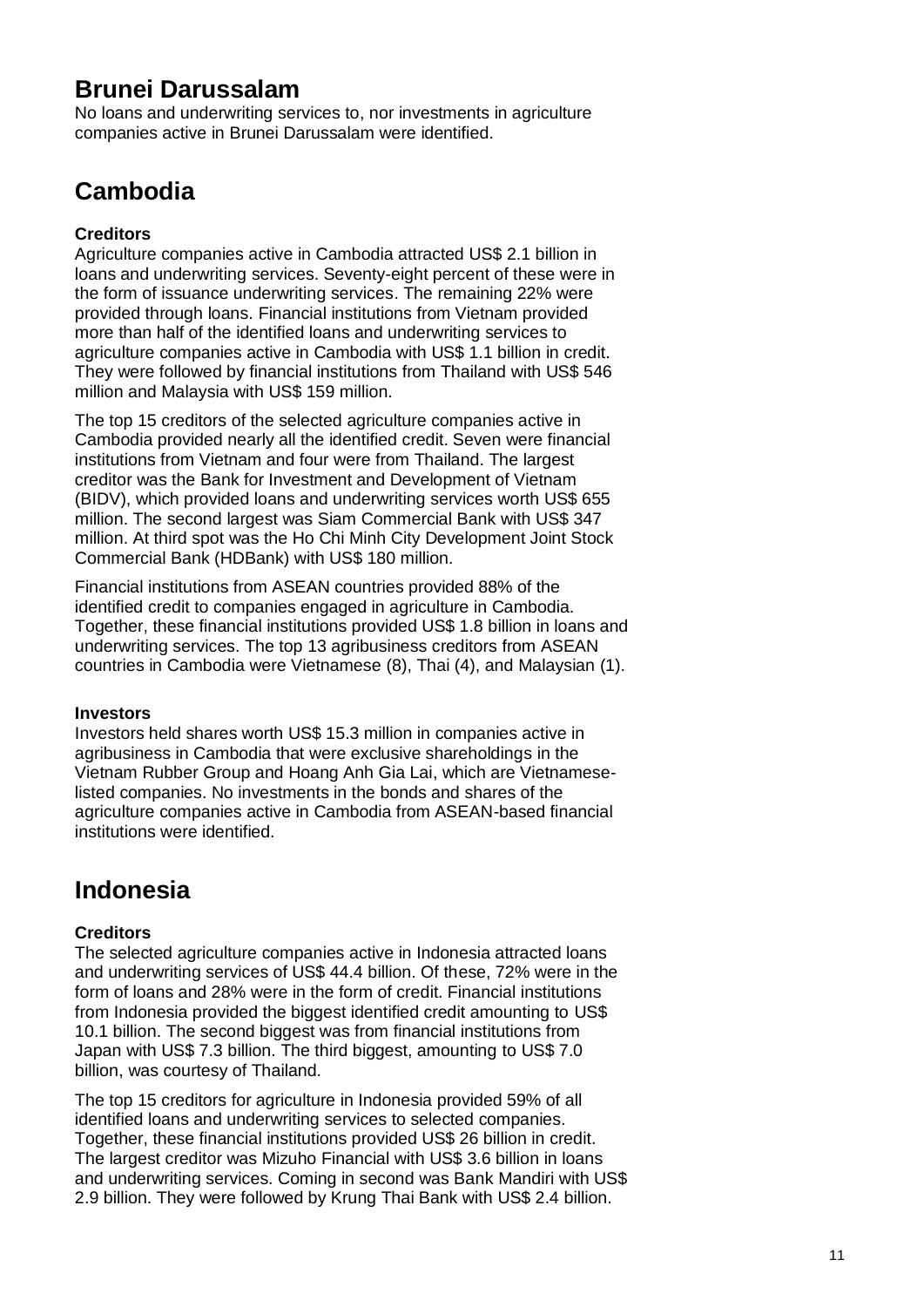## Brunei Darussalam

No loans and underwriting services to, nor investments in agriculture companies active in Brunei Darussalam were identified.

## Cambodia

### Creditors

Agriculture companies active in Cambodia attracted US$ 2.1 billion in loans and underwriting services. Seventy-eight percent of these were in the form of issuance underwriting services. The remaining 22% were provided through loans. Financial institutions from Vietnam provided more than half of the identified loans and underwriting services to agriculture companies active in Cambodia with US$ 1.1 billion in credit. They were followed by financial institutions from Thailand with US$ 546 million and Malaysia with US$ 159 million.

The top 15 creditors of the selected agriculture companies active in Cambodia provided nearly all the identified credit. Seven were financial institutions from Vietnam and four were from Thailand. The largest creditor was the Bank for Investment and Development of Vietnam (BIDV), which provided loans and underwriting services worth US$ 655 million. The second largest was Siam Commercial Bank with US$ 347 million. At third spot was the Ho Chi Minh City Development Joint Stock Commercial Bank (HDBank) with US$ 180 million.

Financial institutions from ASEAN countries provided 88% of the identified credit to companies engaged in agriculture in Cambodia. Together, these financial institutions provided US$ 1.8 billion in loans and underwriting services. The top 13 agribusiness creditors from ASEAN countries in Cambodia were Vietnamese (8), Thai (4), and Malaysian (1).

### Investors

Investors held shares worth US$ 15.3 million in companies active in agribusiness in Cambodia that were exclusive shareholdings in the Vietnam Rubber Group and Hoang Anh Gia Lai, which are Vietnamese-listed companies. No investments in the bonds and shares of the agriculture companies active in Cambodia from ASEAN-based financial institutions were identified.

## Indonesia

### Creditors

The selected agriculture companies active in Indonesia attracted loans and underwriting services of US$ 44.4 billion. Of these, 72% were in the form of loans and 28% were in the form of credit. Financial institutions from Indonesia provided the biggest identified credit amounting to US$ 10.1 billion. The second biggest was from financial institutions from Japan with US$ 7.3 billion. The third biggest, amounting to US$ 7.0 billion, was courtesy of Thailand.

The top 15 creditors for agriculture in Indonesia provided 59% of all identified loans and underwriting services to selected companies. Together, these financial institutions provided US$ 26 billion in credit. The largest creditor was Mizuho Financial with US$ 3.6 billion in loans and underwriting services. Coming in second was Bank Mandiri with US$ 2.9 billion. They were followed by Krung Thai Bank with US$ 2.4 billion.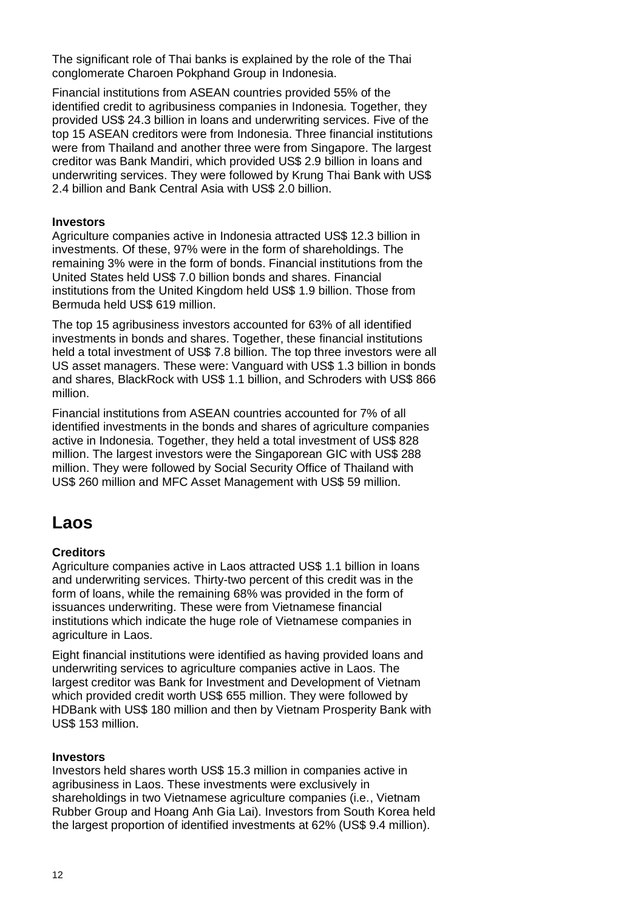The significant role of Thai banks is explained by the role of the Thai conglomerate Charoen Pokphand Group in Indonesia.

Financial institutions from ASEAN countries provided 55% of the identified credit to agribusiness companies in Indonesia. Together, they provided US$ 24.3 billion in loans and underwriting services. Five of the top 15 ASEAN creditors were from Indonesia. Three financial institutions were from Thailand and another three were from Singapore. The largest creditor was Bank Mandiri, which provided US$ 2.9 billion in loans and underwriting services. They were followed by Krung Thai Bank with US$ 2.4 billion and Bank Central Asia with US$ 2.0 billion.

### Investors

Agriculture companies active in Indonesia attracted US$ 12.3 billion in investments. Of these, 97% were in the form of shareholdings. The remaining 3% were in the form of bonds. Financial institutions from the United States held US$ 7.0 billion bonds and shares. Financial institutions from the United Kingdom held US$ 1.9 billion. Those from Bermuda held US$ 619 million.

The top 15 agribusiness investors accounted for 63% of all identified investments in bonds and shares. Together, these financial institutions held a total investment of US$ 7.8 billion. The top three investors were all US asset managers. These were: Vanguard with US$ 1.3 billion in bonds and shares, BlackRock with US$ 1.1 billion, and Schroders with US$ 866 million.

Financial institutions from ASEAN countries accounted for 7% of all identified investments in the bonds and shares of agriculture companies active in Indonesia. Together, they held a total investment of US$ 828 million. The largest investors were the Singaporean GIC with US$ 288 million. They were followed by Social Security Office of Thailand with US$ 260 million and MFC Asset Management with US$ 59 million.

## Laos

### Creditors

Agriculture companies active in Laos attracted US$ 1.1 billion in loans and underwriting services. Thirty-two percent of this credit was in the form of loans, while the remaining 68% was provided in the form of issuances underwriting. These were from Vietnamese financial institutions which indicate the huge role of Vietnamese companies in agriculture in Laos.

Eight financial institutions were identified as having provided loans and underwriting services to agriculture companies active in Laos. The largest creditor was Bank for Investment and Development of Vietnam which provided credit worth US$ 655 million. They were followed by HDBank with US$ 180 million and then by Vietnam Prosperity Bank with US$ 153 million.

### Investors

Investors held shares worth US$ 15.3 million in companies active in agribusiness in Laos. These investments were exclusively in shareholdings in two Vietnamese agriculture companies (i.e., Vietnam Rubber Group and Hoang Anh Gia Lai). Investors from South Korea held the largest proportion of identified investments at 62% (US$ 9.4 million).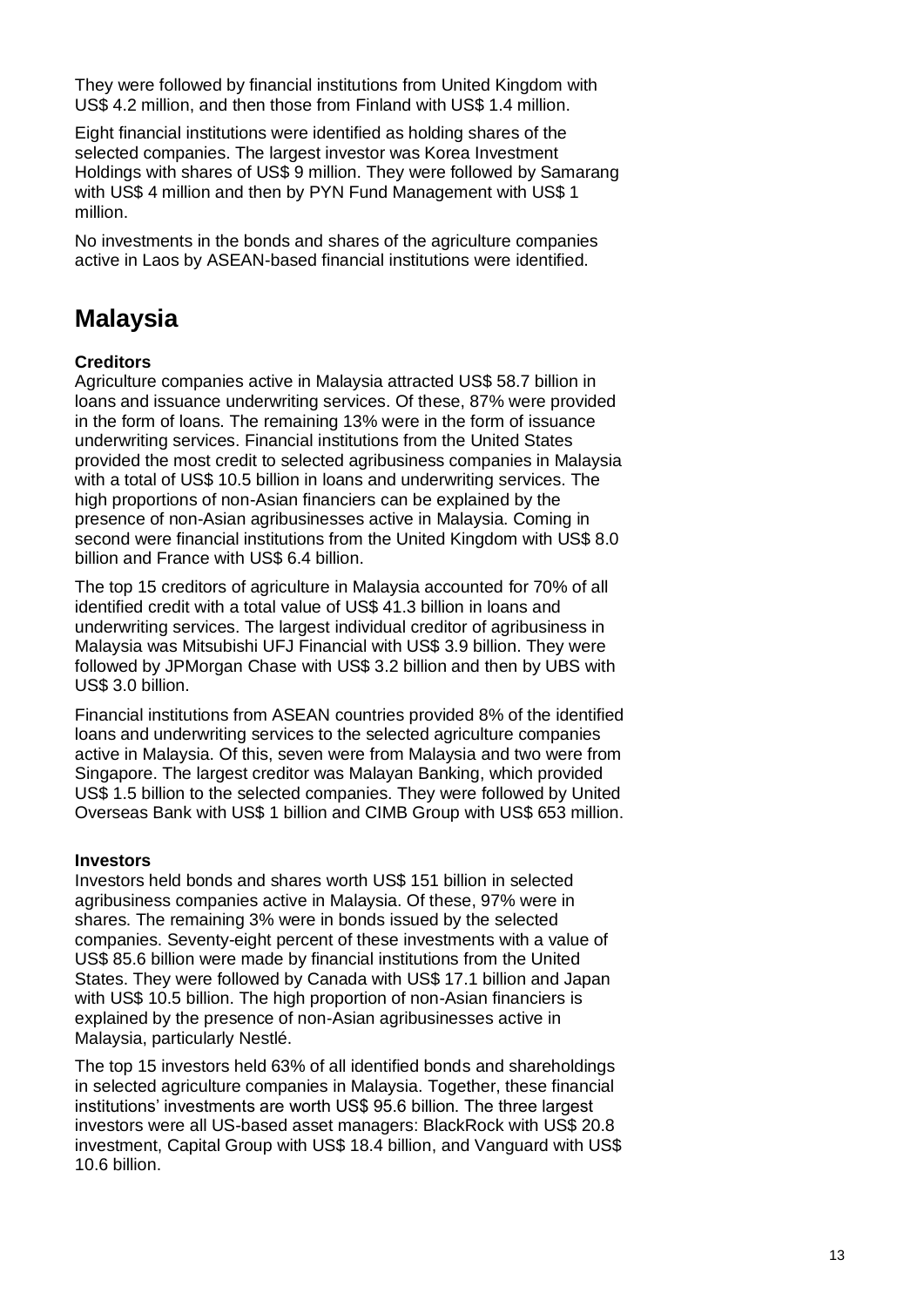They were followed by financial institutions from United Kingdom with US$ 4.2 million, and then those from Finland with US$ 1.4 million.

Eight financial institutions were identified as holding shares of the selected companies. The largest investor was Korea Investment Holdings with shares of US$ 9 million. They were followed by Samarang with US$ 4 million and then by PYN Fund Management with US$ 1 million.

No investments in the bonds and shares of the agriculture companies active in Laos by ASEAN-based financial institutions were identified.

# Malaysia

**Creditors**

Agriculture companies active in Malaysia attracted US$ 58.7 billion in loans and issuance underwriting services. Of these, 87% were provided in the form of loans. The remaining 13% were in the form of issuance underwriting services. Financial institutions from the United States provided the most credit to selected agribusiness companies in Malaysia with a total of US$ 10.5 billion in loans and underwriting services. The high proportions of non-Asian financiers can be explained by the presence of non-Asian agribusinesses active in Malaysia. Coming in second were financial institutions from the United Kingdom with US$ 8.0 billion and France with US$ 6.4 billion.

The top 15 creditors of agriculture in Malaysia accounted for 70% of all identified credit with a total value of US$ 41.3 billion in loans and underwriting services. The largest individual creditor of agribusiness in Malaysia was Mitsubishi UFJ Financial with US$ 3.9 billion. They were followed by JPMorgan Chase with US$ 3.2 billion and then by UBS with US$ 3.0 billion.

Financial institutions from ASEAN countries provided 8% of the identified loans and underwriting services to the selected agriculture companies active in Malaysia. Of this, seven were from Malaysia and two were from Singapore. The largest creditor was Malayan Banking, which provided US$ 1.5 billion to the selected companies. They were followed by United Overseas Bank with US$ 1 billion and CIMB Group with US$ 653 million.

**Investors**

Investors held bonds and shares worth US$ 151 billion in selected agribusiness companies active in Malaysia. Of these, 97% were in shares. The remaining 3% were in bonds issued by the selected companies. Seventy-eight percent of these investments with a value of US$ 85.6 billion were made by financial institutions from the United States. They were followed by Canada with US$ 17.1 billion and Japan with US$ 10.5 billion. The high proportion of non-Asian financiers is explained by the presence of non-Asian agribusinesses active in Malaysia, particularly Nestlé.

The top 15 investors held 63% of all identified bonds and shareholdings in selected agriculture companies in Malaysia. Together, these financial institutions' investments are worth US$ 95.6 billion. The three largest investors were all US-based asset managers: BlackRock with US$ 20.8 investment, Capital Group with US$ 18.4 billion, and Vanguard with US$ 10.6 billion.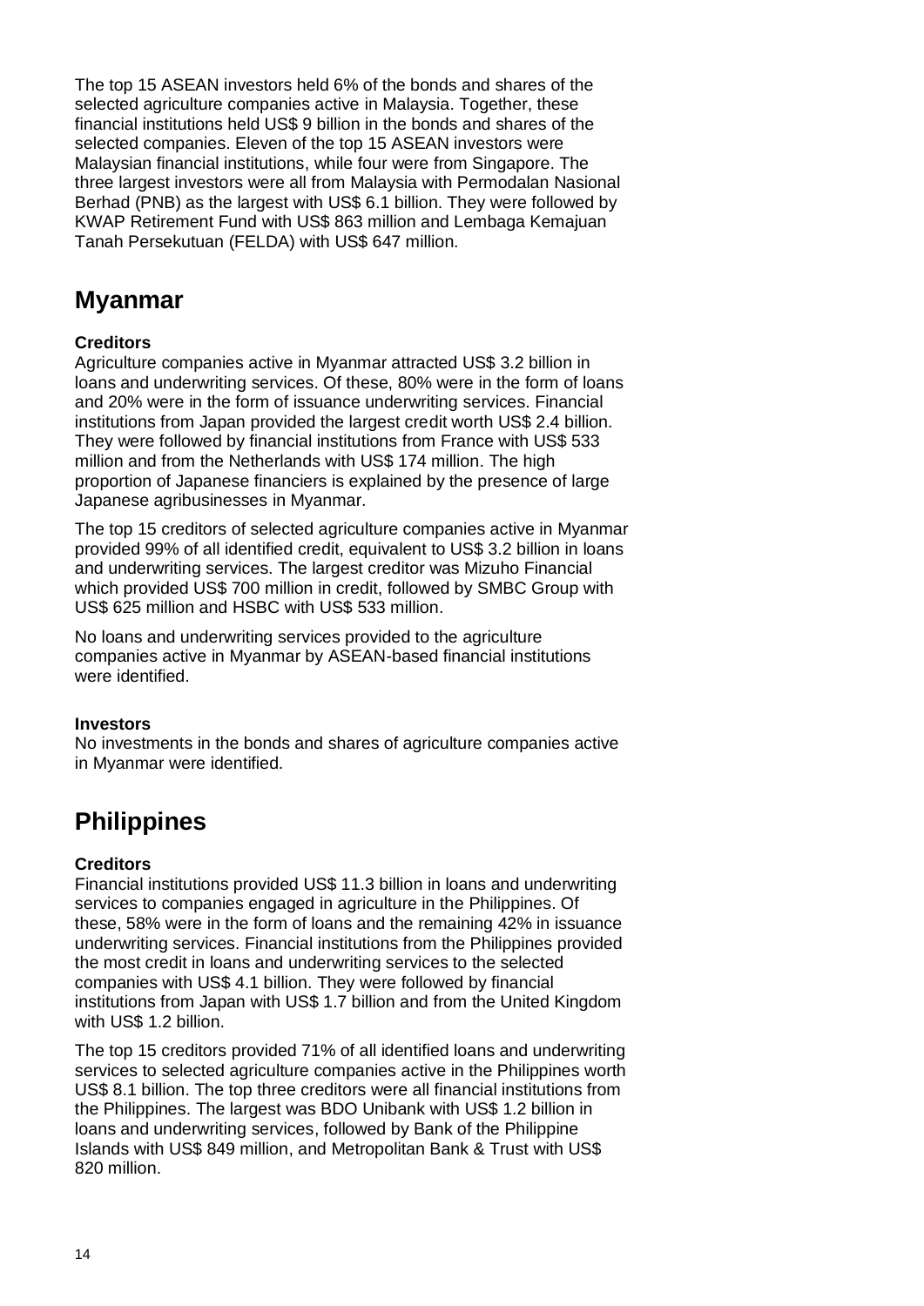The top 15 ASEAN investors held 6% of the bonds and shares of the selected agriculture companies active in Malaysia. Together, these financial institutions held US$ 9 billion in the bonds and shares of the selected companies. Eleven of the top 15 ASEAN investors were Malaysian financial institutions, while four were from Singapore. The three largest investors were all from Malaysia with Permodalan Nasional Berhad (PNB) as the largest with US$ 6.1 billion. They were followed by KWAP Retirement Fund with US$ 863 million and Lembaga Kemajuan Tanah Persekutuan (FELDA) with US$ 647 million.

## Myanmar

**Creditors**

Agriculture companies active in Myanmar attracted US$ 3.2 billion in loans and underwriting services. Of these, 80% were in the form of loans and 20% were in the form of issuance underwriting services. Financial institutions from Japan provided the largest credit worth US$ 2.4 billion. They were followed by financial institutions from France with US$ 533 million and from the Netherlands with US$ 174 million. The high proportion of Japanese financiers is explained by the presence of large Japanese agribusinesses in Myanmar.

The top 15 creditors of selected agriculture companies active in Myanmar provided 99% of all identified credit, equivalent to US$ 3.2 billion in loans and underwriting services. The largest creditor was Mizuho Financial which provided US$ 700 million in credit, followed by SMBC Group with US$ 625 million and HSBC with US$ 533 million.

No loans and underwriting services provided to the agriculture companies active in Myanmar by ASEAN-based financial institutions were identified.

**Investors**

No investments in the bonds and shares of agriculture companies active in Myanmar were identified.

## Philippines

**Creditors**

Financial institutions provided US$ 11.3 billion in loans and underwriting services to companies engaged in agriculture in the Philippines. Of these, 58% were in the form of loans and the remaining 42% in issuance underwriting services. Financial institutions from the Philippines provided the most credit in loans and underwriting services to the selected companies with US$ 4.1 billion. They were followed by financial institutions from Japan with US$ 1.7 billion and from the United Kingdom with US$ 1.2 billion.

The top 15 creditors provided 71% of all identified loans and underwriting services to selected agriculture companies active in the Philippines worth US$ 8.1 billion. The top three creditors were all financial institutions from the Philippines. The largest was BDO Unibank with US$ 1.2 billion in loans and underwriting services, followed by Bank of the Philippine Islands with US$ 849 million, and Metropolitan Bank & Trust with US$ 820 million.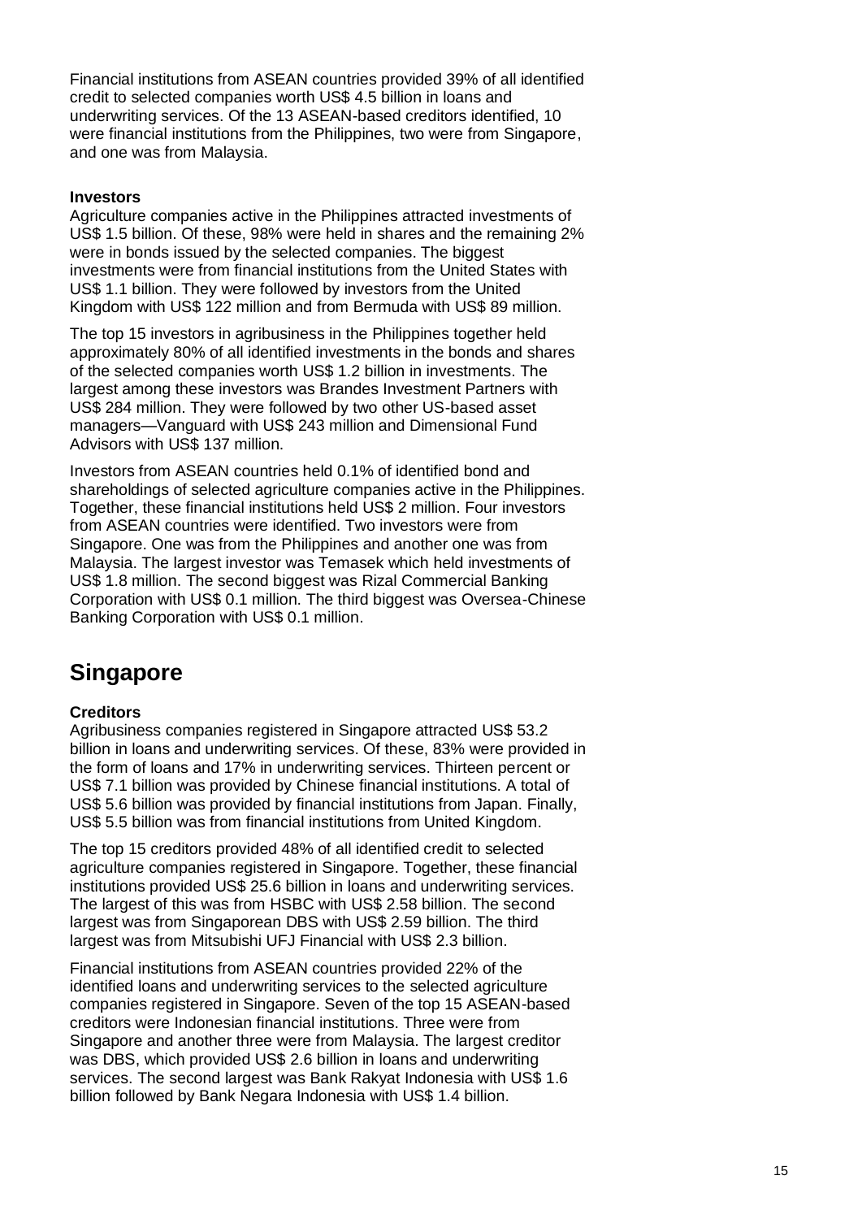Financial institutions from ASEAN countries provided 39% of all identified credit to selected companies worth US$ 4.5 billion in loans and underwriting services. Of the 13 ASEAN-based creditors identified, 10 were financial institutions from the Philippines, two were from Singapore, and one was from Malaysia.

**Investors**

Agriculture companies active in the Philippines attracted investments of US$ 1.5 billion. Of these, 98% were held in shares and the remaining 2% were in bonds issued by the selected companies. The biggest investments were from financial institutions from the United States with US$ 1.1 billion. They were followed by investors from the United Kingdom with US$ 122 million and from Bermuda with US$ 89 million.

The top 15 investors in agribusiness in the Philippines together held approximately 80% of all identified investments in the bonds and shares of the selected companies worth US$ 1.2 billion in investments. The largest among these investors was Brandes Investment Partners with US$ 284 million. They were followed by two other US-based asset managers—Vanguard with US$ 243 million and Dimensional Fund Advisors with US$ 137 million.

Investors from ASEAN countries held 0.1% of identified bond and shareholdings of selected agriculture companies active in the Philippines. Together, these financial institutions held US$ 2 million. Four investors from ASEAN countries were identified. Two investors were from Singapore. One was from the Philippines and another one was from Malaysia. The largest investor was Temasek which held investments of US$ 1.8 million. The second biggest was Rizal Commercial Banking Corporation with US$ 0.1 million. The third biggest was Oversea-Chinese Banking Corporation with US$ 0.1 million.

## Singapore

**Creditors**

Agribusiness companies registered in Singapore attracted US$ 53.2 billion in loans and underwriting services. Of these, 83% were provided in the form of loans and 17% in underwriting services. Thirteen percent or US$ 7.1 billion was provided by Chinese financial institutions. A total of US$ 5.6 billion was provided by financial institutions from Japan. Finally, US$ 5.5 billion was from financial institutions from United Kingdom.

The top 15 creditors provided 48% of all identified credit to selected agriculture companies registered in Singapore. Together, these financial institutions provided US$ 25.6 billion in loans and underwriting services. The largest of this was from HSBC with US$ 2.58 billion. The second largest was from Singaporean DBS with US$ 2.59 billion. The third largest was from Mitsubishi UFJ Financial with US$ 2.3 billion.

Financial institutions from ASEAN countries provided 22% of the identified loans and underwriting services to the selected agriculture companies registered in Singapore. Seven of the top 15 ASEAN-based creditors were Indonesian financial institutions. Three were from Singapore and another three were from Malaysia. The largest creditor was DBS, which provided US$ 2.6 billion in loans and underwriting services. The second largest was Bank Rakyat Indonesia with US$ 1.6 billion followed by Bank Negara Indonesia with US$ 1.4 billion.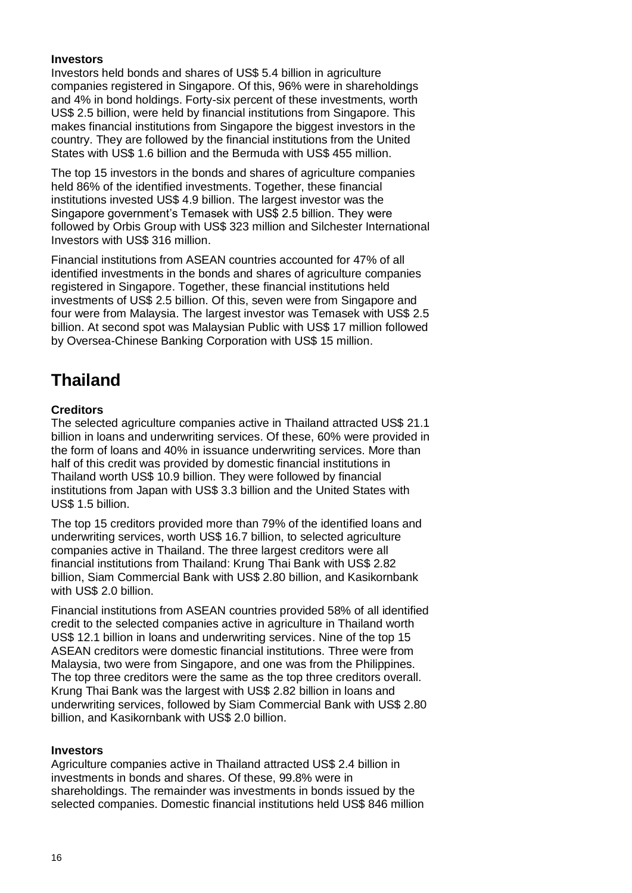**Investors**

Investors held bonds and shares of US$ 5.4 billion in agriculture companies registered in Singapore. Of this, 96% were in shareholdings and 4% in bond holdings. Forty-six percent of these investments, worth US$ 2.5 billion, were held by financial institutions from Singapore. This makes financial institutions from Singapore the biggest investors in the country. They are followed by the financial institutions from the United States with US$ 1.6 billion and the Bermuda with US$ 455 million.

The top 15 investors in the bonds and shares of agriculture companies held 86% of the identified investments. Together, these financial institutions invested US$ 4.9 billion. The largest investor was the Singapore government's Temasek with US$ 2.5 billion. They were followed by Orbis Group with US$ 323 million and Silchester International Investors with US$ 316 million.

Financial institutions from ASEAN countries accounted for 47% of all identified investments in the bonds and shares of agriculture companies registered in Singapore. Together, these financial institutions held investments of US$ 2.5 billion. Of this, seven were from Singapore and four were from Malaysia. The largest investor was Temasek with US$ 2.5 billion. At second spot was Malaysian Public with US$ 17 million followed by Oversea-Chinese Banking Corporation with US$ 15 million.

## Thailand

**Creditors**

The selected agriculture companies active in Thailand attracted US$ 21.1 billion in loans and underwriting services. Of these, 60% were provided in the form of loans and 40% in issuance underwriting services. More than half of this credit was provided by domestic financial institutions in Thailand worth US$ 10.9 billion. They were followed by financial institutions from Japan with US$ 3.3 billion and the United States with US$ 1.5 billion.

The top 15 creditors provided more than 79% of the identified loans and underwriting services, worth US$ 16.7 billion, to selected agriculture companies active in Thailand. The three largest creditors were all financial institutions from Thailand: Krung Thai Bank with US$ 2.82 billion, Siam Commercial Bank with US$ 2.80 billion, and Kasikornbank with US$ 2.0 billion.

Financial institutions from ASEAN countries provided 58% of all identified credit to the selected companies active in agriculture in Thailand worth US$ 12.1 billion in loans and underwriting services. Nine of the top 15 ASEAN creditors were domestic financial institutions. Three were from Malaysia, two were from Singapore, and one was from the Philippines. The top three creditors were the same as the top three creditors overall. Krung Thai Bank was the largest with US$ 2.82 billion in loans and underwriting services, followed by Siam Commercial Bank with US$ 2.80 billion, and Kasikornbank with US$ 2.0 billion.

**Investors**

Agriculture companies active in Thailand attracted US$ 2.4 billion in investments in bonds and shares. Of these, 99.8% were in shareholdings. The remainder was investments in bonds issued by the selected companies. Domestic financial institutions held US$ 846 million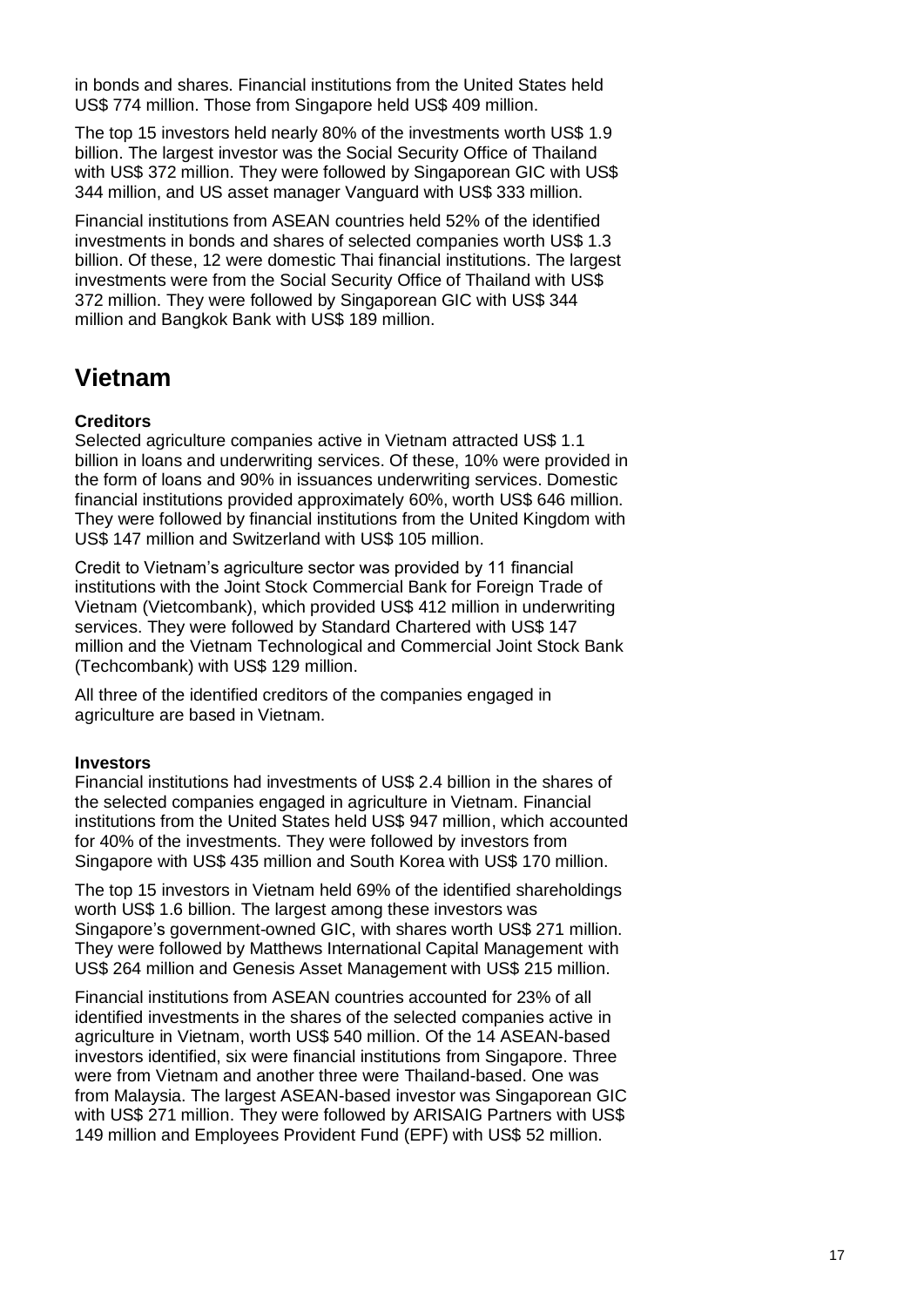in bonds and shares. Financial institutions from the United States held US$ 774 million. Those from Singapore held US$ 409 million.

The top 15 investors held nearly 80% of the investments worth US$ 1.9 billion. The largest investor was the Social Security Office of Thailand with US$ 372 million. They were followed by Singaporean GIC with US$ 344 million, and US asset manager Vanguard with US$ 333 million.

Financial institutions from ASEAN countries held 52% of the identified investments in bonds and shares of selected companies worth US$ 1.3 billion. Of these, 12 were domestic Thai financial institutions. The largest investments were from the Social Security Office of Thailand with US$ 372 million. They were followed by Singaporean GIC with US$ 344 million and Bangkok Bank with US$ 189 million.

## Vietnam

**Creditors**

Selected agriculture companies active in Vietnam attracted US$ 1.1 billion in loans and underwriting services. Of these, 10% were provided in the form of loans and 90% in issuances underwriting services. Domestic financial institutions provided approximately 60%, worth US$ 646 million. They were followed by financial institutions from the United Kingdom with US$ 147 million and Switzerland with US$ 105 million.

Credit to Vietnam's agriculture sector was provided by 11 financial institutions with the Joint Stock Commercial Bank for Foreign Trade of Vietnam (Vietcombank), which provided US$ 412 million in underwriting services. They were followed by Standard Chartered with US$ 147 million and the Vietnam Technological and Commercial Joint Stock Bank (Techcombank) with US$ 129 million.

All three of the identified creditors of the companies engaged in agriculture are based in Vietnam.

**Investors**

Financial institutions had investments of US$ 2.4 billion in the shares of the selected companies engaged in agriculture in Vietnam. Financial institutions from the United States held US$ 947 million, which accounted for 40% of the investments. They were followed by investors from Singapore with US$ 435 million and South Korea with US$ 170 million.

The top 15 investors in Vietnam held 69% of the identified shareholdings worth US$ 1.6 billion. The largest among these investors was Singapore's government-owned GIC, with shares worth US$ 271 million. They were followed by Matthews International Capital Management with US$ 264 million and Genesis Asset Management with US$ 215 million.

Financial institutions from ASEAN countries accounted for 23% of all identified investments in the shares of the selected companies active in agriculture in Vietnam, worth US$ 540 million. Of the 14 ASEAN-based investors identified, six were financial institutions from Singapore. Three were from Vietnam and another three were Thailand-based. One was from Malaysia. The largest ASEAN-based investor was Singaporean GIC with US$ 271 million. They were followed by ARISAIG Partners with US$ 149 million and Employees Provident Fund (EPF) with US$ 52 million.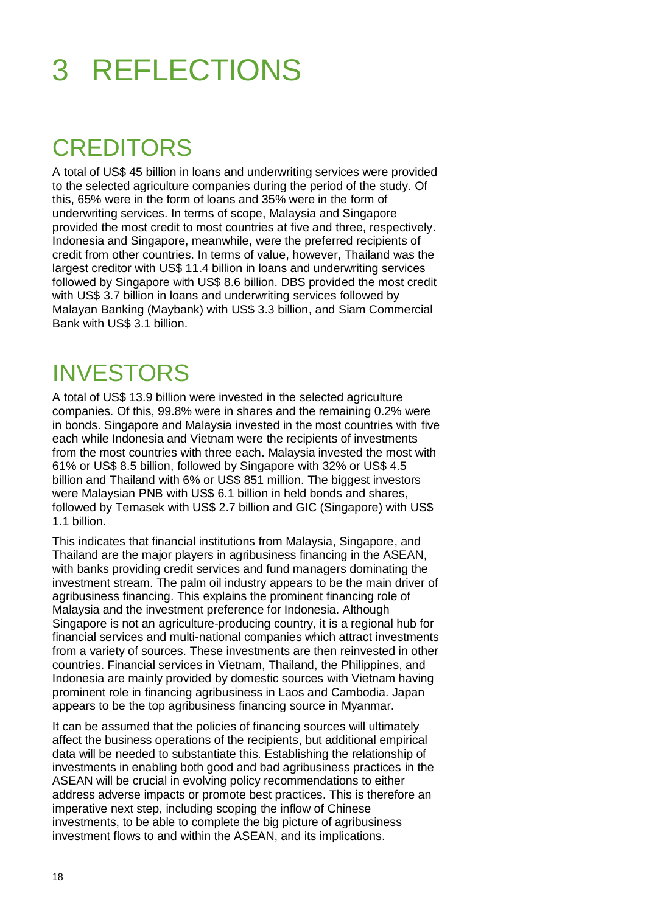# 3 REFLECTIONS

## CREDITORS

A total of US$ 45 billion in loans and underwriting services were provided to the selected agriculture companies during the period of the study. Of this, 65% were in the form of loans and 35% were in the form of underwriting services. In terms of scope, Malaysia and Singapore provided the most credit to most countries at five and three, respectively. Indonesia and Singapore, meanwhile, were the preferred recipients of credit from other countries. In terms of value, however, Thailand was the largest creditor with US$ 11.4 billion in loans and underwriting services followed by Singapore with US$ 8.6 billion. DBS provided the most credit with US$ 3.7 billion in loans and underwriting services followed by Malayan Banking (Maybank) with US$ 3.3 billion, and Siam Commercial Bank with US$ 3.1 billion.

## INVESTORS

A total of US$ 13.9 billion were invested in the selected agriculture companies. Of this, 99.8% were in shares and the remaining 0.2% were in bonds. Singapore and Malaysia invested in the most countries with five each while Indonesia and Vietnam were the recipients of investments from the most countries with three each. Malaysia invested the most with 61% or US$ 8.5 billion, followed by Singapore with 32% or US$ 4.5 billion and Thailand with 6% or US$ 851 million. The biggest investors were Malaysian PNB with US$ 6.1 billion in held bonds and shares, followed by Temasek with US$ 2.7 billion and GIC (Singapore) with US$ 1.1 billion.

This indicates that financial institutions from Malaysia, Singapore, and Thailand are the major players in agribusiness financing in the ASEAN, with banks providing credit services and fund managers dominating the investment stream. The palm oil industry appears to be the main driver of agribusiness financing. This explains the prominent financing role of Malaysia and the investment preference for Indonesia. Although Singapore is not an agriculture-producing country, it is a regional hub for financial services and multi-national companies which attract investments from a variety of sources. These investments are then reinvested in other countries. Financial services in Vietnam, Thailand, the Philippines, and Indonesia are mainly provided by domestic sources with Vietnam having prominent role in financing agribusiness in Laos and Cambodia. Japan appears to be the top agribusiness financing source in Myanmar.

It can be assumed that the policies of financing sources will ultimately affect the business operations of the recipients, but additional empirical data will be needed to substantiate this. Establishing the relationship of investments in enabling both good and bad agribusiness practices in the ASEAN will be crucial in evolving policy recommendations to either address adverse impacts or promote best practices. This is therefore an imperative next step, including scoping the inflow of Chinese investments, to be able to complete the big picture of agribusiness investment flows to and within the ASEAN, and its implications.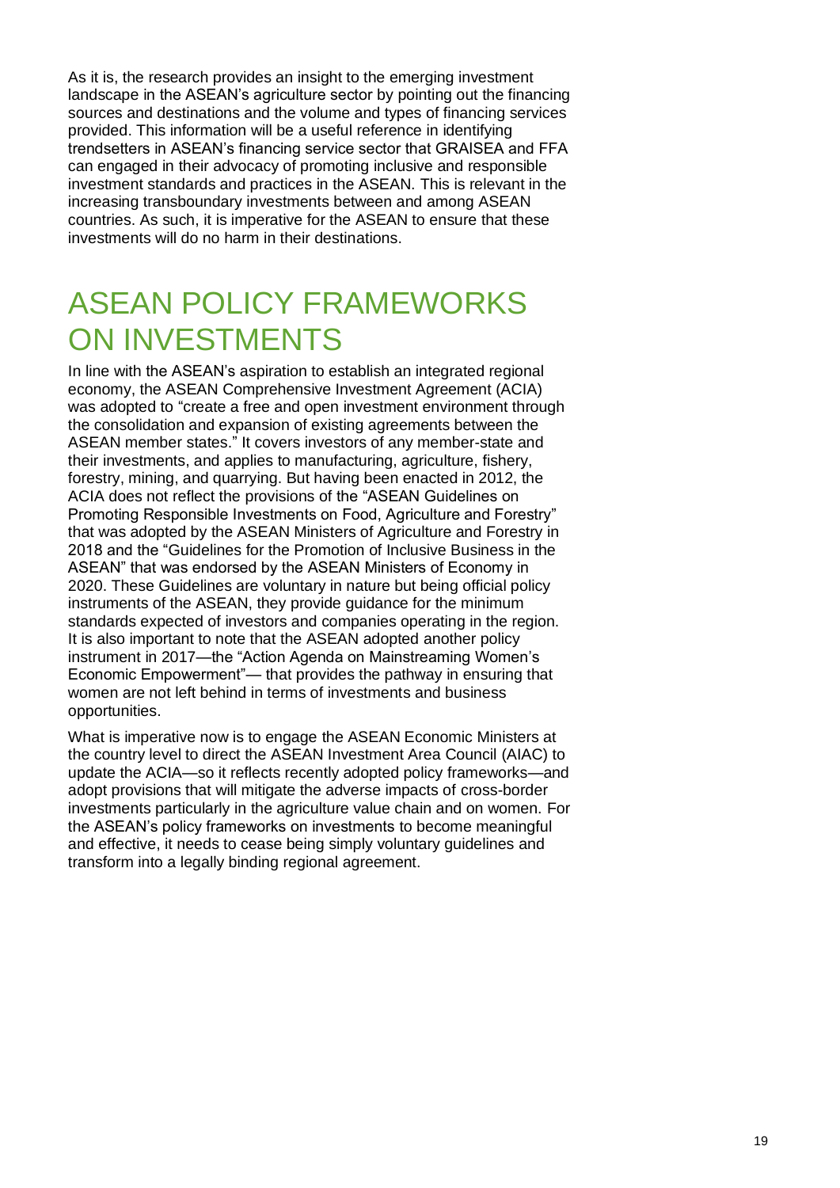As it is, the research provides an insight to the emerging investment landscape in the ASEAN's agriculture sector by pointing out the financing sources and destinations and the volume and types of financing services provided. This information will be a useful reference in identifying trendsetters in ASEAN's financing service sector that GRAISEA and FFA can engaged in their advocacy of promoting inclusive and responsible investment standards and practices in the ASEAN. This is relevant in the increasing transboundary investments between and among ASEAN countries. As such, it is imperative for the ASEAN to ensure that these investments will do no harm in their destinations.

# ASEAN POLICY FRAMEWORKS ON INVESTMENTS

In line with the ASEAN's aspiration to establish an integrated regional economy, the ASEAN Comprehensive Investment Agreement (ACIA) was adopted to "create a free and open investment environment through the consolidation and expansion of existing agreements between the ASEAN member states." It covers investors of any member-state and their investments, and applies to manufacturing, agriculture, fishery, forestry, mining, and quarrying. But having been enacted in 2012, the ACIA does not reflect the provisions of the "ASEAN Guidelines on Promoting Responsible Investments on Food, Agriculture and Forestry" that was adopted by the ASEAN Ministers of Agriculture and Forestry in 2018 and the "Guidelines for the Promotion of Inclusive Business in the ASEAN" that was endorsed by the ASEAN Ministers of Economy in 2020. These Guidelines are voluntary in nature but being official policy instruments of the ASEAN, they provide guidance for the minimum standards expected of investors and companies operating in the region. It is also important to note that the ASEAN adopted another policy instrument in 2017—the "Action Agenda on Mainstreaming Women's Economic Empowerment"— that provides the pathway in ensuring that women are not left behind in terms of investments and business opportunities.

What is imperative now is to engage the ASEAN Economic Ministers at the country level to direct the ASEAN Investment Area Council (AIAC) to update the ACIA—so it reflects recently adopted policy frameworks—and adopt provisions that will mitigate the adverse impacts of cross-border investments particularly in the agriculture value chain and on women. For the ASEAN's policy frameworks on investments to become meaningful and effective, it needs to cease being simply voluntary guidelines and transform into a legally binding regional agreement.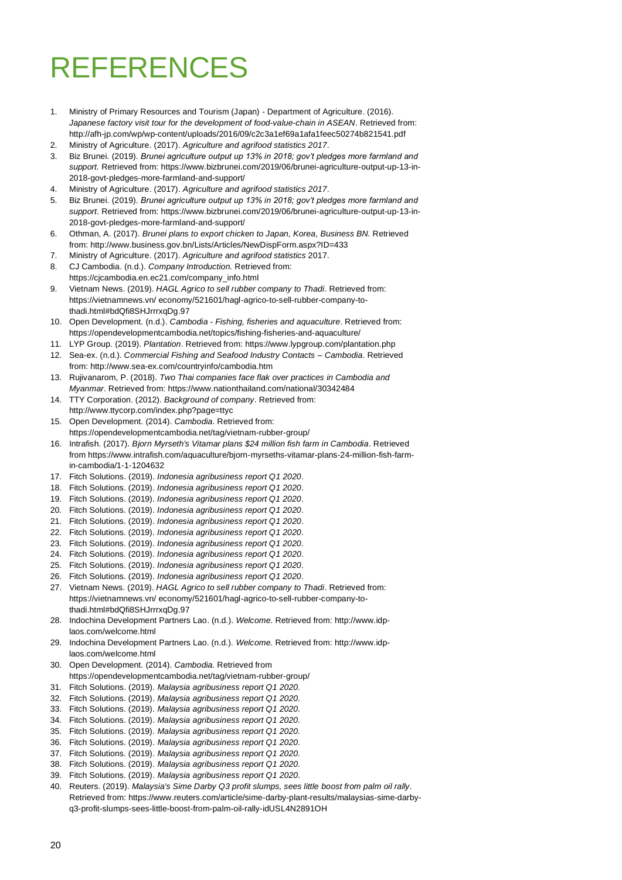# REFERENCES

1. Ministry of Primary Resources and Tourism (Japan) - Department of Agriculture. (2016). *Japanese factory visit tour for the development of food-value-chain in ASEAN*. Retrieved from: http://afh-jp.com/wp/wp-content/uploads/2016/09/c2c3a1ef69a1afa1feec50274b821541.pdf
2. Ministry of Agriculture. (2017). *Agriculture and agrifood statistics 2017*.
3. Biz Brunei. (2019). *Brunei agriculture output up 13% in 2018; gov't pledges more farmland and support.* Retrieved from: https://www.bizbrunei.com/2019/06/brunei-agriculture-output-up-13-in-2018-govt-pledges-more-farmland-and-support/
4. Ministry of Agriculture. (2017). *Agriculture and agrifood statistics 2017*.
5. Biz Brunei. (2019). *Brunei agriculture output up 13% in 2018; gov't pledges more farmland and support*. Retrieved from: https://www.bizbrunei.com/2019/06/brunei-agriculture-output-up-13-in-2018-govt-pledges-more-farmland-and-support/
6. Othman, A. (2017). *Brunei plans to export chicken to Japan, Korea, Business BN.* Retrieved from: http://www.business.gov.bn/Lists/Articles/NewDispForm.aspx?ID=433
7. Ministry of Agriculture. (2017). *Agriculture and agrifood statistics* 2017.
8. CJ Cambodia. (n.d.). *Company Introduction.* Retrieved from: https://cjcambodia.en.ec21.com/company_info.html
9. Vietnam News. (2019). *HAGL Agrico to sell rubber company to Thadi*. Retrieved from: https://vietnamnews.vn/ economy/521601/hagl-agrico-to-sell-rubber-company-to-thadi.html#bdQfi8SHJrrrxqDg.97
10. Open Development. (n.d.). *Cambodia - Fishing, fisheries and aquaculture*. Retrieved from: https://opendevelopmentcambodia.net/topics/fishing-fisheries-and-aquaculture/
11. LYP Group. (2019). *Plantation*. Retrieved from: https://www.lypgroup.com/plantation.php
12. Sea-ex. (n.d.). *Commercial Fishing and Seafood Industry Contacts – Cambodia*. Retrieved from: http://www.sea-ex.com/countryinfo/cambodia.htm
13. Rujivanarom, P. (2018). *Two Thai companies face flak over practices in Cambodia and Myanmar*. Retrieved from: https://www.nationthailand.com/national/30342484
14. TTY Corporation. (2012). *Background of company*. Retrieved from: http://www.ttycorp.com/index.php?page=ttyc
15. Open Development. (2014). *Cambodia*. Retrieved from: https://opendevelopmentcambodia.net/tag/vietnam-rubber-group/
16. Intrafish. (2017). *Bjorn Myrseth's Vitamar plans $24 million fish farm in Cambodia*. Retrieved from https://www.intrafish.com/aquaculture/bjorn-myrseths-vitamar-plans-24-million-fish-farm-in-cambodia/1-1-1204632
17. Fitch Solutions. (2019). *Indonesia agribusiness report Q1 2020*.
18. Fitch Solutions. (2019). *Indonesia agribusiness report Q1 2020*.
19. Fitch Solutions. (2019). *Indonesia agribusiness report Q1 2020*.
20. Fitch Solutions. (2019). *Indonesia agribusiness report Q1 2020*.
21. Fitch Solutions. (2019). *Indonesia agribusiness report Q1 2020*.
22. Fitch Solutions. (2019). *Indonesia agribusiness report Q1 2020*.
23. Fitch Solutions. (2019). *Indonesia agribusiness report Q1 2020*.
24. Fitch Solutions. (2019). *Indonesia agribusiness report Q1 2020*.
25. Fitch Solutions. (2019). *Indonesia agribusiness report Q1 2020*.
26. Fitch Solutions. (2019). *Indonesia agribusiness report Q1 2020*.
27. Vietnam News. (2019). *HAGL Agrico to sell rubber company to Thadi*. Retrieved from: https://vietnamnews.vn/ economy/521601/hagl-agrico-to-sell-rubber-company-to-thadi.html#bdQfi8SHJrrrxqDg.97
28. Indochina Development Partners Lao. (n.d.). *Welcome.* Retrieved from: http://www.idp-laos.com/welcome.html
29. Indochina Development Partners Lao. (n.d.). *Welcome.* Retrieved from: http://www.idp-laos.com/welcome.html
30. Open Development. (2014). *Cambodia.* Retrieved from https://opendevelopmentcambodia.net/tag/vietnam-rubber-group/
31. Fitch Solutions. (2019). *Malaysia agribusiness report Q1 2020.*
32. Fitch Solutions. (2019). *Malaysia agribusiness report Q1 2020.*
33. Fitch Solutions. (2019). *Malaysia agribusiness report Q1 2020.*
34. Fitch Solutions. (2019). *Malaysia agribusiness report Q1 2020.*
35. Fitch Solutions. (2019). *Malaysia agribusiness report Q1 2020.*
36. Fitch Solutions. (2019). *Malaysia agribusiness report Q1 2020.*
37. Fitch Solutions. (2019). *Malaysia agribusiness report Q1 2020.*
38. Fitch Solutions. (2019). *Malaysia agribusiness report Q1 2020.*
39. Fitch Solutions. (2019). *Malaysia agribusiness report Q1 2020.*
40. Reuters. (2019). *Malaysia's Sime Darby Q3 profit slumps, sees little boost from palm oil rally*. Retrieved from: https://www.reuters.com/article/sime-darby-plant-results/malaysias-sime-darby-q3-profit-slumps-sees-little-boost-from-palm-oil-rally-idUSL4N2891OH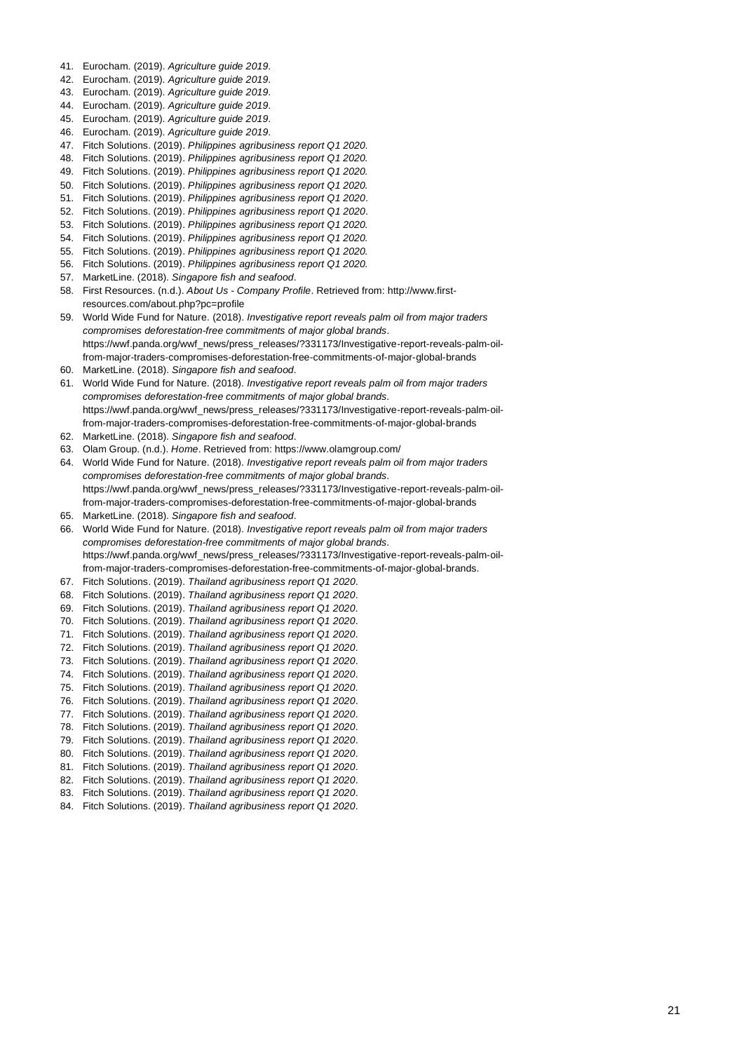41. Eurocham. (2019). *Agriculture guide 2019*.
42. Eurocham. (2019). *Agriculture guide 2019*.
43. Eurocham. (2019). *Agriculture guide 2019*.
44. Eurocham. (2019). *Agriculture guide 2019*.
45. Eurocham. (2019). *Agriculture guide 2019*.
46. Eurocham. (2019). *Agriculture guide 2019*.
47. Fitch Solutions. (2019). *Philippines agribusiness report Q1 2020.*
48. Fitch Solutions. (2019). *Philippines agribusiness report Q1 2020.*
49. Fitch Solutions. (2019). *Philippines agribusiness report Q1 2020.*
50. Fitch Solutions. (2019). *Philippines agribusiness report Q1 2020.*
51. Fitch Solutions. (2019). *Philippines agribusiness report Q1 2020*.
52. Fitch Solutions. (2019). *Philippines agribusiness report Q1 2020*.
53. Fitch Solutions. (2019). *Philippines agribusiness report Q1 2020.*
54. Fitch Solutions. (2019). *Philippines agribusiness report Q1 2020.*
55. Fitch Solutions. (2019). *Philippines agribusiness report Q1 2020.*
56. Fitch Solutions. (2019). *Philippines agribusiness report Q1 2020.*
57. MarketLine. (2018). *Singapore fish and seafood*.
58. First Resources. (n.d.). *About Us - Company Profile*. Retrieved from: http://www.first-resources.com/about.php?pc=profile
59. World Wide Fund for Nature. (2018). *Investigative report reveals palm oil from major traders compromises deforestation-free commitments of major global brands*. https://wwf.panda.org/wwf_news/press_releases/?331173/Investigative-report-reveals-palm-oil-from-major-traders-compromises-deforestation-free-commitments-of-major-global-brands
60. MarketLine. (2018). *Singapore fish and seafood*.
61. World Wide Fund for Nature. (2018). *Investigative report reveals palm oil from major traders compromises deforestation-free commitments of major global brands*. https://wwf.panda.org/wwf_news/press_releases/?331173/Investigative-report-reveals-palm-oil-from-major-traders-compromises-deforestation-free-commitments-of-major-global-brands
62. MarketLine. (2018). *Singapore fish and seafood*.
63. Olam Group. (n.d.). *Home*. Retrieved from: https://www.olamgroup.com/
64. World Wide Fund for Nature. (2018). *Investigative report reveals palm oil from major traders compromises deforestation-free commitments of major global brands*. https://wwf.panda.org/wwf_news/press_releases/?331173/Investigative-report-reveals-palm-oil-from-major-traders-compromises-deforestation-free-commitments-of-major-global-brands
65. MarketLine. (2018). *Singapore fish and seafood*.
66. World Wide Fund for Nature. (2018). *Investigative report reveals palm oil from major traders compromises deforestation-free commitments of major global brands*. https://wwf.panda.org/wwf_news/press_releases/?331173/Investigative-report-reveals-palm-oil-from-major-traders-compromises-deforestation-free-commitments-of-major-global-brands.
67. Fitch Solutions. (2019). *Thailand agribusiness report Q1 2020*.
68. Fitch Solutions. (2019). *Thailand agribusiness report Q1 2020*.
69. Fitch Solutions. (2019). *Thailand agribusiness report Q1 2020*.
70. Fitch Solutions. (2019). *Thailand agribusiness report Q1 2020*.
71. Fitch Solutions. (2019). *Thailand agribusiness report Q1 2020*.
72. Fitch Solutions. (2019). *Thailand agribusiness report Q1 2020*.
73. Fitch Solutions. (2019). *Thailand agribusiness report Q1 2020*.
74. Fitch Solutions. (2019). *Thailand agribusiness report Q1 2020*.
75. Fitch Solutions. (2019). *Thailand agribusiness report Q1 2020*.
76. Fitch Solutions. (2019). *Thailand agribusiness report Q1 2020*.
77. Fitch Solutions. (2019). *Thailand agribusiness report Q1 2020*.
78. Fitch Solutions. (2019). *Thailand agribusiness report Q1 2020*.
79. Fitch Solutions. (2019). *Thailand agribusiness report Q1 2020*.
80. Fitch Solutions. (2019). *Thailand agribusiness report Q1 2020*.
81. Fitch Solutions. (2019). *Thailand agribusiness report Q1 2020*.
82. Fitch Solutions. (2019). *Thailand agribusiness report Q1 2020*.
83. Fitch Solutions. (2019). *Thailand agribusiness report Q1 2020*.
84. Fitch Solutions. (2019). *Thailand agribusiness report Q1 2020*.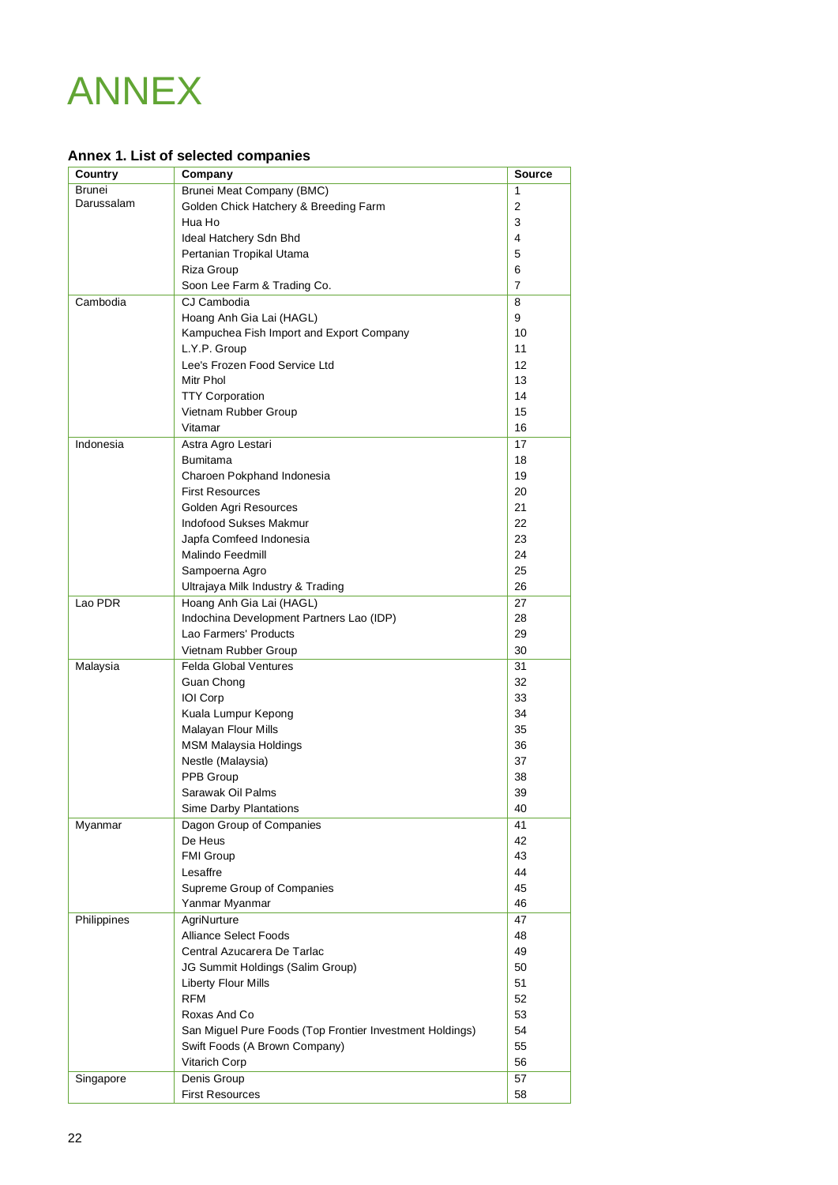# ANNEX

### Annex 1. List of selected companies

| Country | Company | Source |
|---|---|---|
| Brunei Darussalam | Brunei Meat Company (BMC) | 1 |
| | Golden Chick Hatchery & Breeding Farm | 2 |
| | Hua Ho | 3 |
| | Ideal Hatchery Sdn Bhd | 4 |
| | Pertanian Tropikal Utama | 5 |
| | Riza Group | 6 |
| | Soon Lee Farm & Trading Co. | 7 |
| Cambodia | CJ Cambodia | 8 |
| | Hoang Anh Gia Lai (HAGL) | 9 |
| | Kampuchea Fish Import and Export Company | 10 |
| | L.Y.P. Group | 11 |
| | Lee's Frozen Food Service Ltd | 12 |
| | Mitr Phol | 13 |
| | TTY Corporation | 14 |
| | Vietnam Rubber Group | 15 |
| | Vitamar | 16 |
| Indonesia | Astra Agro Lestari | 17 |
| | Bumitama | 18 |
| | Charoen Pokphand Indonesia | 19 |
| | First Resources | 20 |
| | Golden Agri Resources | 21 |
| | Indofood Sukses Makmur | 22 |
| | Japfa Comfeed Indonesia | 23 |
| | Malindo Feedmill | 24 |
| | Sampoerna Agro | 25 |
| | Ultrajaya Milk Industry & Trading | 26 |
| Lao PDR | Hoang Anh Gia Lai (HAGL) | 27 |
| | Indochina Development Partners Lao (IDP) | 28 |
| | Lao Farmers' Products | 29 |
| | Vietnam Rubber Group | 30 |
| Malaysia | Felda Global Ventures | 31 |
| | Guan Chong | 32 |
| | IOI Corp | 33 |
| | Kuala Lumpur Kepong | 34 |
| | Malayan Flour Mills | 35 |
| | MSM Malaysia Holdings | 36 |
| | Nestle (Malaysia) | 37 |
| | PPB Group | 38 |
| | Sarawak Oil Palms | 39 |
| | Sime Darby Plantations | 40 |
| Myanmar | Dagon Group of Companies | 41 |
| | De Heus | 42 |
| | FMI Group | 43 |
| | Lesaffre | 44 |
| | Supreme Group of Companies | 45 |
| | Yanmar Myanmar | 46 |
| Philippines | AgriNurture | 47 |
| | Alliance Select Foods | 48 |
| | Central Azucarera De Tarlac | 49 |
| | JG Summit Holdings (Salim Group) | 50 |
| | Liberty Flour Mills | 51 |
| | RFM | 52 |
| | Roxas And Co | 53 |
| | San Miguel Pure Foods (Top Frontier Investment Holdings) | 54 |
| | Swift Foods (A Brown Company) | 55 |
| | Vitarich Corp | 56 |
| Singapore | Denis Group | 57 |
| | First Resources | 58 |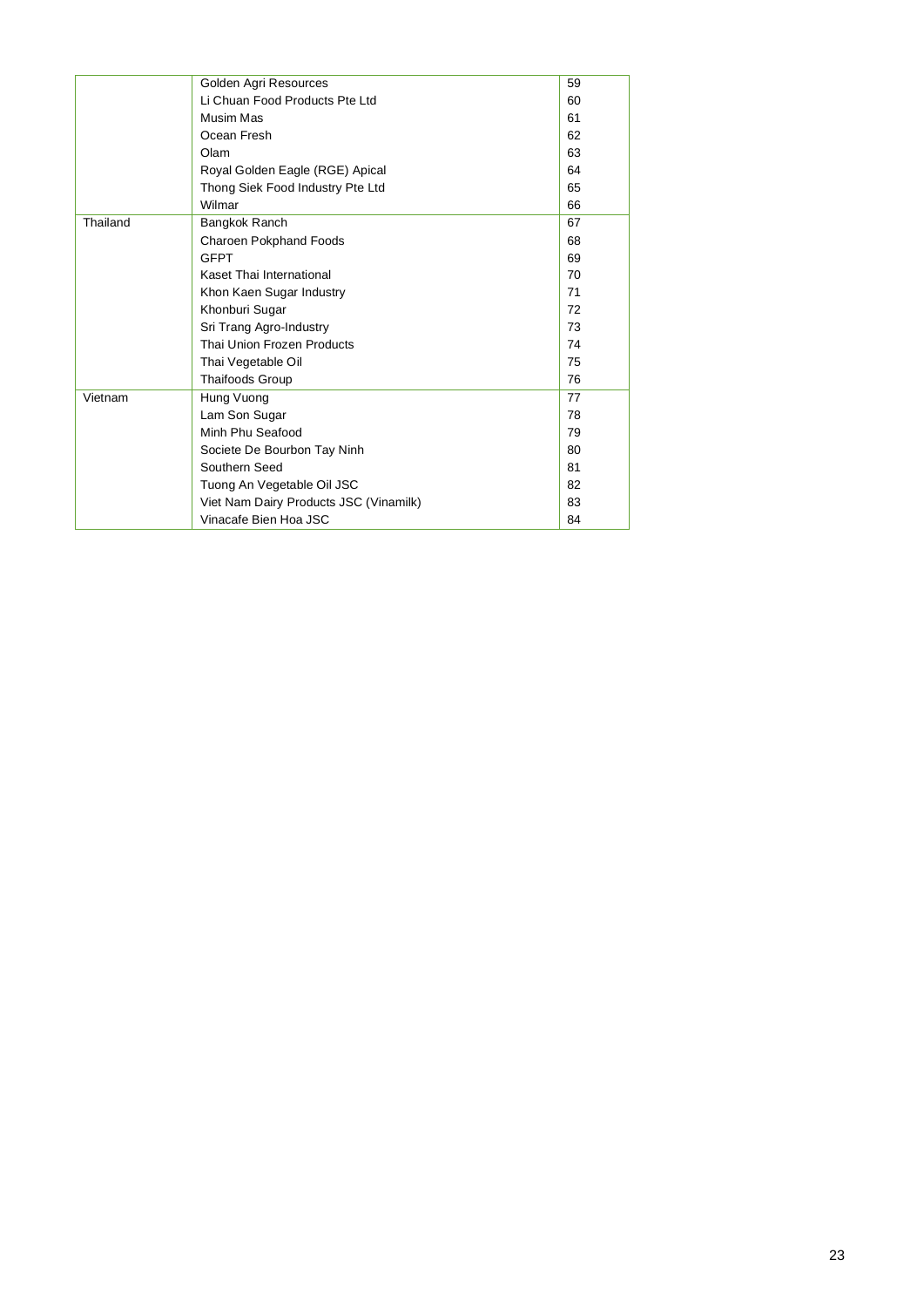| | | |
|---|---|---|
| | Golden Agri Resources | 59 |
| | Li Chuan Food Products Pte Ltd | 60 |
| | Musim Mas | 61 |
| | Ocean Fresh | 62 |
| | Olam | 63 |
| | Royal Golden Eagle (RGE) Apical | 64 |
| | Thong Siek Food Industry Pte Ltd | 65 |
| | Wilmar | 66 |
| Thailand | Bangkok Ranch | 67 |
| | Charoen Pokphand Foods | 68 |
| | GFPT | 69 |
| | Kaset Thai International | 70 |
| | Khon Kaen Sugar Industry | 71 |
| | Khonburi Sugar | 72 |
| | Sri Trang Agro-Industry | 73 |
| | Thai Union Frozen Products | 74 |
| | Thai Vegetable Oil | 75 |
| | Thaifoods Group | 76 |
| Vietnam | Hung Vuong | 77 |
| | Lam Son Sugar | 78 |
| | Minh Phu Seafood | 79 |
| | Societe De Bourbon Tay Ninh | 80 |
| | Southern Seed | 81 |
| | Tuong An Vegetable Oil JSC | 82 |
| | Viet Nam Dairy Products JSC (Vinamilk) | 83 |
| | Vinacafe Bien Hoa JSC | 84 |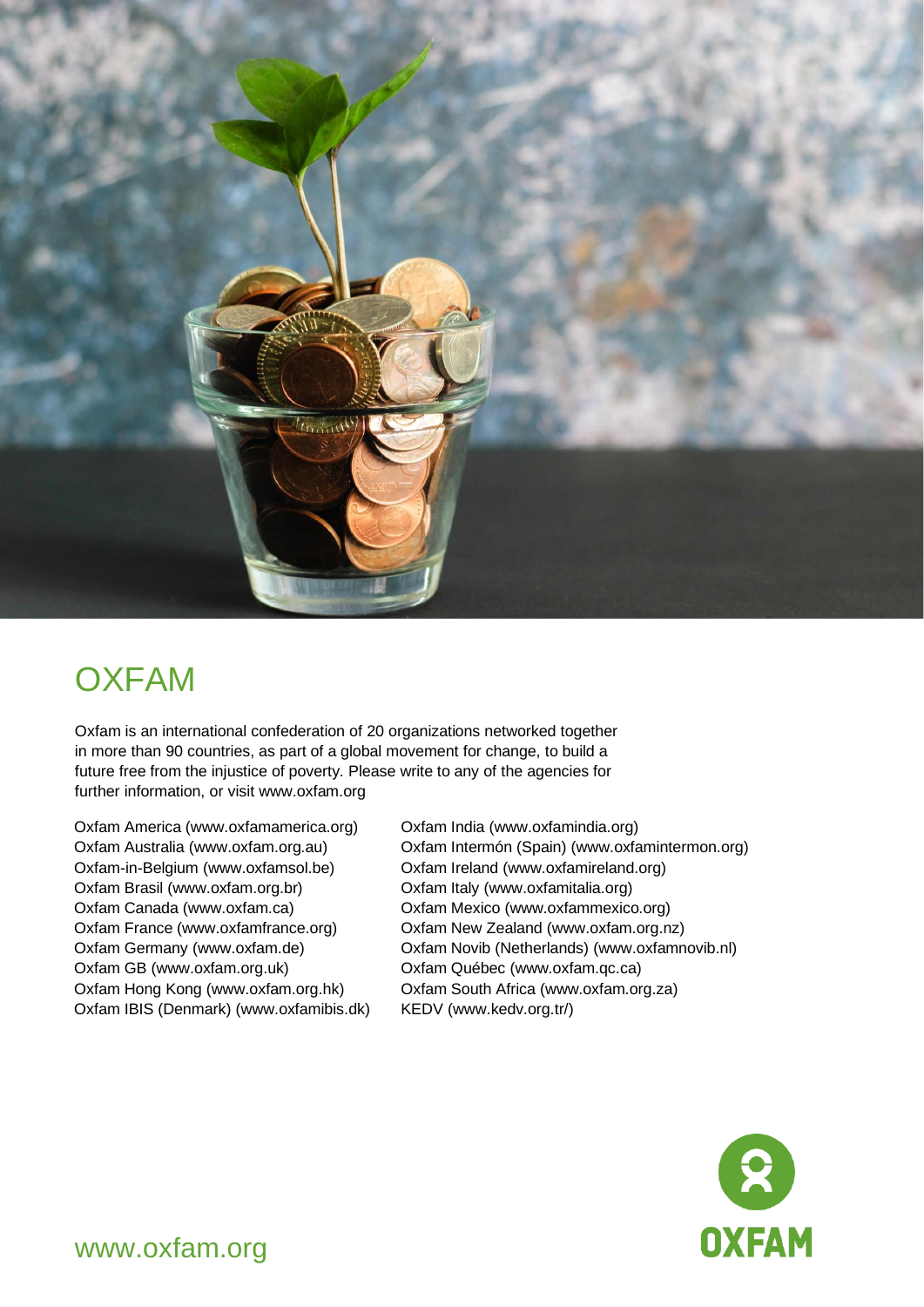# OXFAM

Oxfam is an international confederation of 20 organizations networked together in more than 90 countries, as part of a global movement for change, to build a future free from the injustice of poverty. Please write to any of the agencies for further information, or visit www.oxfam.org

Oxfam America (www.oxfamamerica.org)
Oxfam Australia (www.oxfam.org.au)
Oxfam-in-Belgium (www.oxfamsol.be)
Oxfam Brasil (www.oxfam.org.br)
Oxfam Canada (www.oxfam.ca)
Oxfam France (www.oxfamfrance.org)
Oxfam Germany (www.oxfam.de)
Oxfam GB (www.oxfam.org.uk)
Oxfam Hong Kong (www.oxfam.org.hk)
Oxfam IBIS (Denmark) (www.oxfamibis.dk)
Oxfam India (www.oxfamindia.org)
Oxfam Intermón (Spain) (www.oxfamintermon.org)
Oxfam Ireland (www.oxfamireland.org)
Oxfam Italy (www.oxfamitalia.org)
Oxfam Mexico (www.oxfammexico.org)
Oxfam New Zealand (www.oxfam.org.nz)
Oxfam Novib (Netherlands) (www.oxfamnovib.nl)
Oxfam Québec (www.oxfam.qc.ca)
Oxfam South Africa (www.oxfam.org.za)
KEDV (www.kedv.org.tr/)

www.oxfam.org

OXFAM